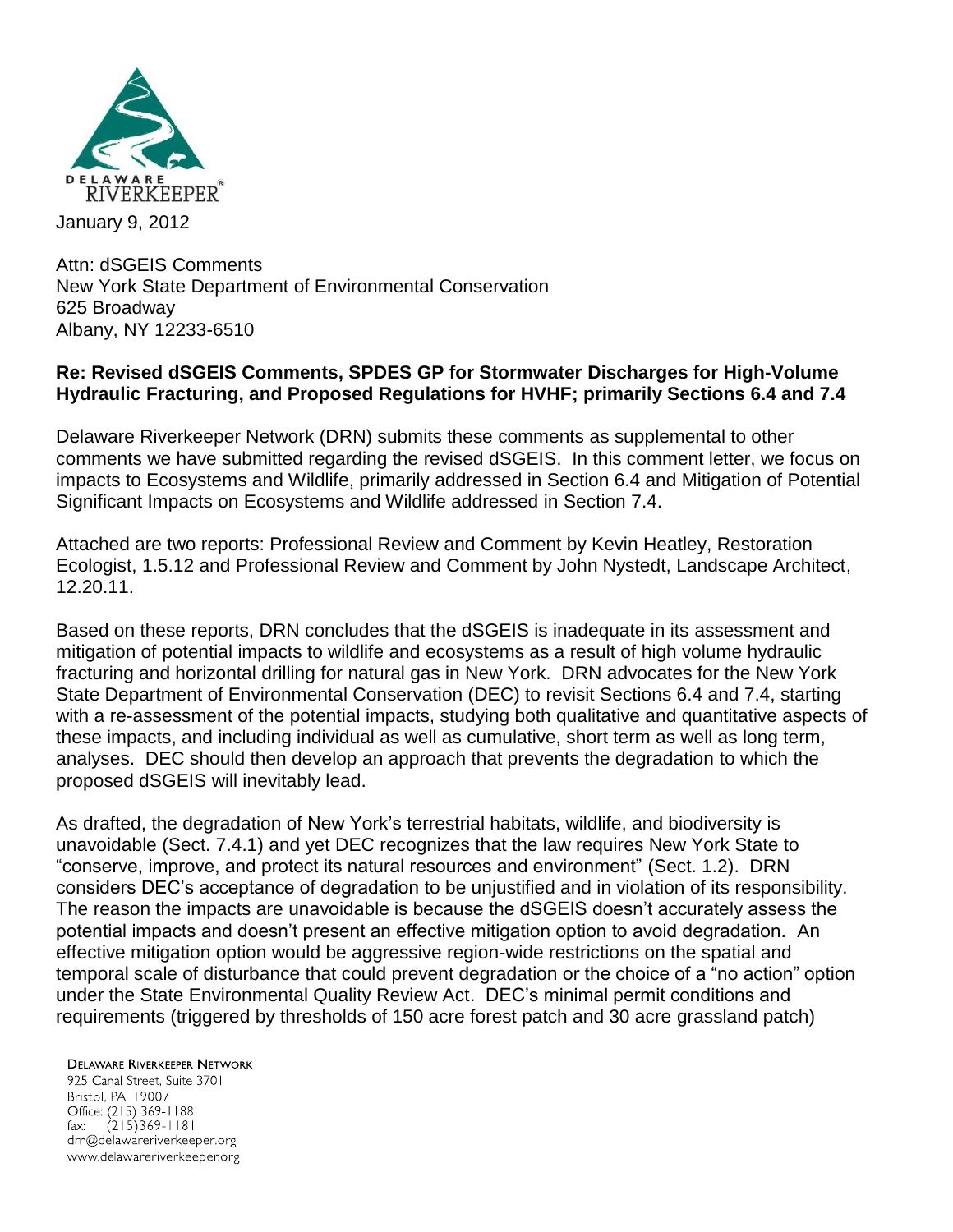DELAWARE RIVERKEEPER

January 9, 2012

Attn: dSGEIS Comments
New York State Department of Environmental Conservation
625 Broadway
Albany, NY 12233-6510

**Re: Revised dSGEIS Comments, SPDES GP for Stormwater Discharges for High-Volume Hydraulic Fracturing, and Proposed Regulations for HVHF; primarily Sections 6.4 and 7.4**

Delaware Riverkeeper Network (DRN) submits these comments as supplemental to other comments we have submitted regarding the revised dSGEIS. In this comment letter, we focus on impacts to Ecosystems and Wildlife, primarily addressed in Section 6.4 and Mitigation of Potential Significant Impacts on Ecosystems and Wildlife addressed in Section 7.4.

Attached are two reports: Professional Review and Comment by Kevin Heatley, Restoration Ecologist, 1.5.12 and Professional Review and Comment by John Nystedt, Landscape Architect, 12.20.11.

Based on these reports, DRN concludes that the dSGEIS is inadequate in its assessment and mitigation of potential impacts to wildlife and ecosystems as a result of high volume hydraulic fracturing and horizontal drilling for natural gas in New York. DRN advocates for the New York State Department of Environmental Conservation (DEC) to revisit Sections 6.4 and 7.4, starting with a re-assessment of the potential impacts, studying both qualitative and quantitative aspects of these impacts, and including individual as well as cumulative, short term as well as long term, analyses. DEC should then develop an approach that prevents the degradation to which the proposed dSGEIS will inevitably lead.

As drafted, the degradation of New York's terrestrial habitats, wildlife, and biodiversity is unavoidable (Sect. 7.4.1) and yet DEC recognizes that the law requires New York State to "conserve, improve, and protect its natural resources and environment" (Sect. 1.2). DRN considers DEC's acceptance of degradation to be unjustified and in violation of its responsibility. The reason the impacts are unavoidable is because the dSGEIS doesn't accurately assess the potential impacts and doesn't present an effective mitigation option to avoid degradation. An effective mitigation option would be aggressive region-wide restrictions on the spatial and temporal scale of disturbance that could prevent degradation or the choice of a "no action" option under the State Environmental Quality Review Act. DEC's minimal permit conditions and requirements (triggered by thresholds of 150 acre forest patch and 30 acre grassland patch)

DELAWARE RIVERKEEPER NETWORK
925 Canal Street, Suite 3701
Bristol, PA 19007
Office: (215) 369-1188
fax: (215)369-1181
drn@delawareriverkeeper.org
www.delawareriverkeeper.org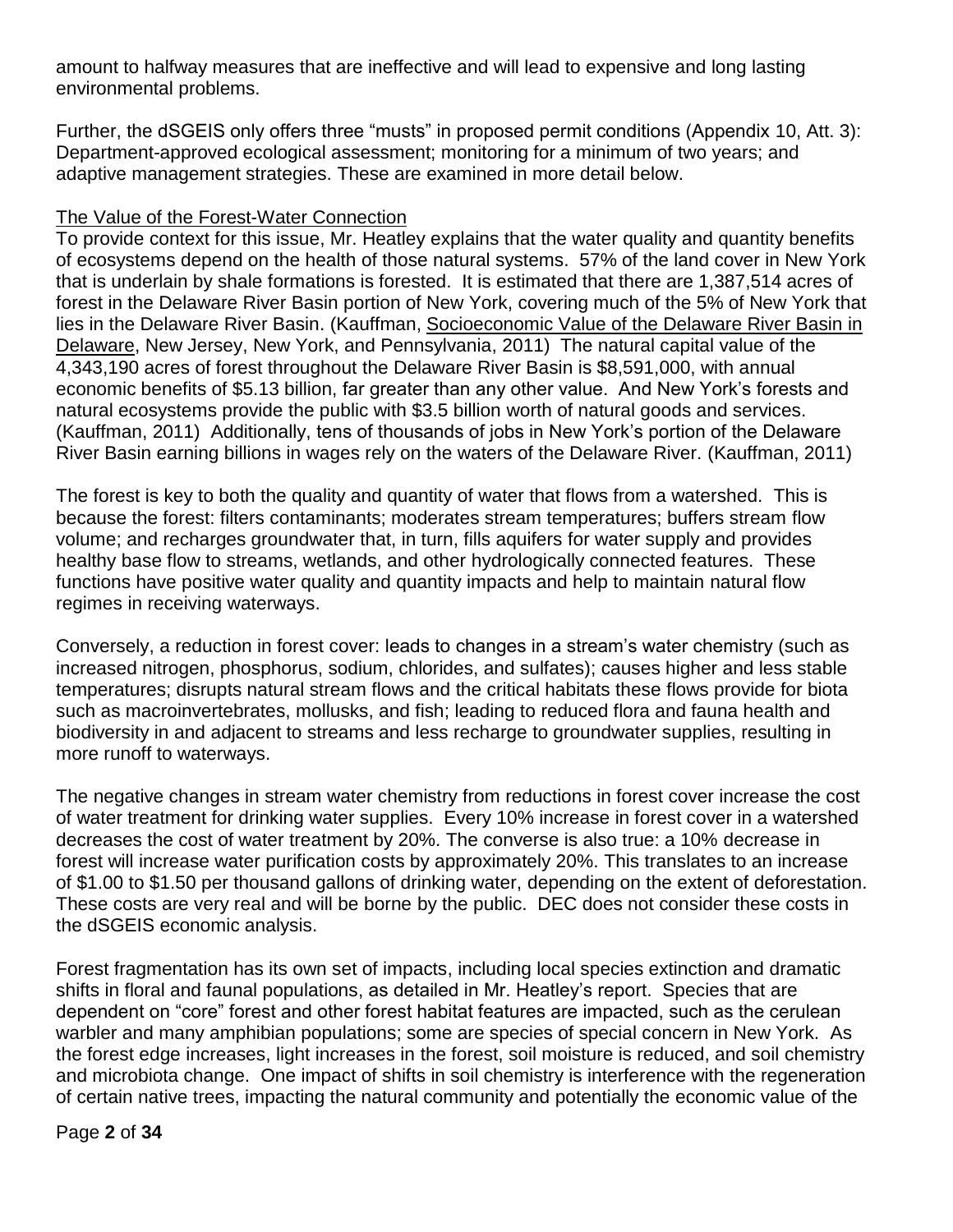amount to halfway measures that are ineffective and will lead to expensive and long lasting environmental problems.

Further, the dSGEIS only offers three "musts" in proposed permit conditions (Appendix 10, Att. 3): Department-approved ecological assessment; monitoring for a minimum of two years; and adaptive management strategies. These are examined in more detail below.

The Value of the Forest-Water Connection

To provide context for this issue, Mr. Heatley explains that the water quality and quantity benefits of ecosystems depend on the health of those natural systems. 57% of the land cover in New York that is underlain by shale formations is forested. It is estimated that there are 1,387,514 acres of forest in the Delaware River Basin portion of New York, covering much of the 5% of New York that lies in the Delaware River Basin. (Kauffman, Socioeconomic Value of the Delaware River Basin in Delaware, New Jersey, New York, and Pennsylvania, 2011) The natural capital value of the 4,343,190 acres of forest throughout the Delaware River Basin is $8,591,000, with annual economic benefits of $5.13 billion, far greater than any other value. And New York's forests and natural ecosystems provide the public with $3.5 billion worth of natural goods and services. (Kauffman, 2011) Additionally, tens of thousands of jobs in New York's portion of the Delaware River Basin earning billions in wages rely on the waters of the Delaware River. (Kauffman, 2011)

The forest is key to both the quality and quantity of water that flows from a watershed. This is because the forest: filters contaminants; moderates stream temperatures; buffers stream flow volume; and recharges groundwater that, in turn, fills aquifers for water supply and provides healthy base flow to streams, wetlands, and other hydrologically connected features. These functions have positive water quality and quantity impacts and help to maintain natural flow regimes in receiving waterways.

Conversely, a reduction in forest cover: leads to changes in a stream's water chemistry (such as increased nitrogen, phosphorus, sodium, chlorides, and sulfates); causes higher and less stable temperatures; disrupts natural stream flows and the critical habitats these flows provide for biota such as macroinvertebrates, mollusks, and fish; leading to reduced flora and fauna health and biodiversity in and adjacent to streams and less recharge to groundwater supplies, resulting in more runoff to waterways.

The negative changes in stream water chemistry from reductions in forest cover increase the cost of water treatment for drinking water supplies. Every 10% increase in forest cover in a watershed decreases the cost of water treatment by 20%. The converse is also true: a 10% decrease in forest will increase water purification costs by approximately 20%. This translates to an increase of $1.00 to $1.50 per thousand gallons of drinking water, depending on the extent of deforestation. These costs are very real and will be borne by the public. DEC does not consider these costs in the dSGEIS economic analysis.

Forest fragmentation has its own set of impacts, including local species extinction and dramatic shifts in floral and faunal populations, as detailed in Mr. Heatley's report. Species that are dependent on "core" forest and other forest habitat features are impacted, such as the cerulean warbler and many amphibian populations; some are species of special concern in New York. As the forest edge increases, light increases in the forest, soil moisture is reduced, and soil chemistry and microbiota change. One impact of shifts in soil chemistry is interference with the regeneration of certain native trees, impacting the natural community and potentially the economic value of the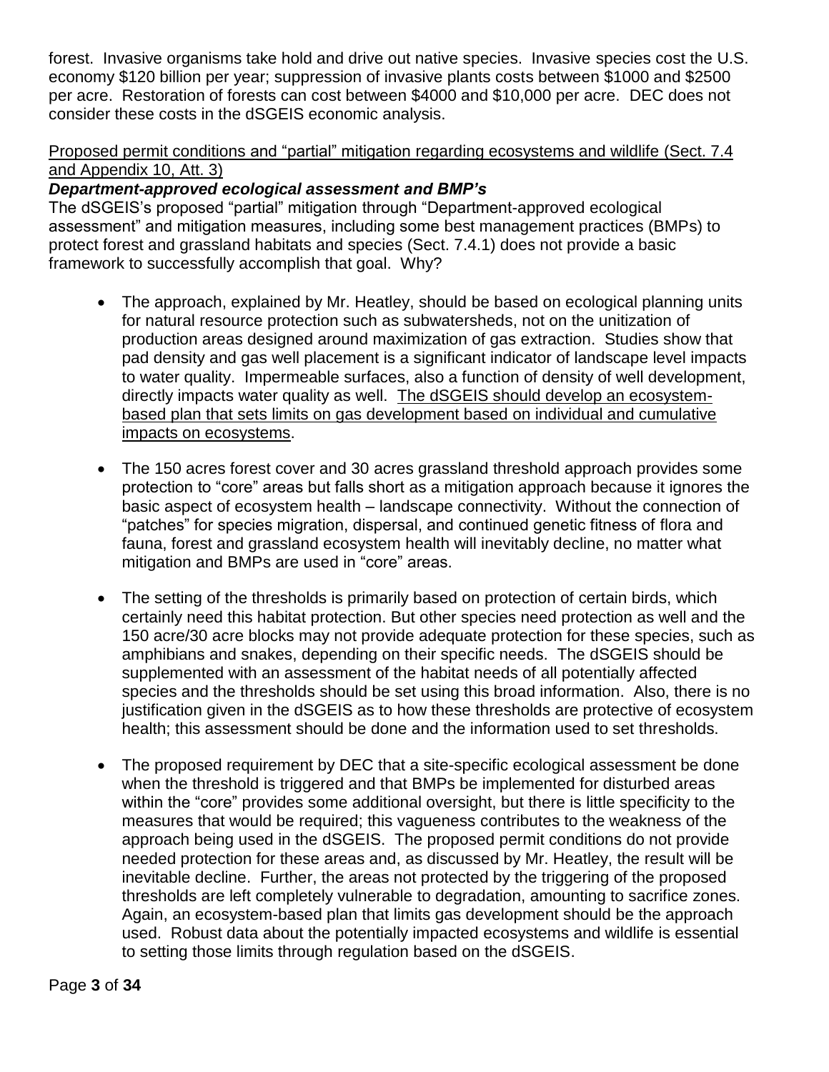forest. Invasive organisms take hold and drive out native species. Invasive species cost the U.S. economy $120 billion per year; suppression of invasive plants costs between $1000 and $2500 per acre. Restoration of forests can cost between $4000 and $10,000 per acre. DEC does not consider these costs in the dSGEIS economic analysis.

<u>Proposed permit conditions and "partial" mitigation regarding ecosystems and wildlife (Sect. 7.4 and Appendix 10, Att. 3)</u>

***Department-approved ecological assessment and BMP's***

The dSGEIS's proposed "partial" mitigation through "Department-approved ecological assessment" and mitigation measures, including some best management practices (BMPs) to protect forest and grassland habitats and species (Sect. 7.4.1) does not provide a basic framework to successfully accomplish that goal. Why?

- The approach, explained by Mr. Heatley, should be based on ecological planning units for natural resource protection such as subwatersheds, not on the unitization of production areas designed around maximization of gas extraction. Studies show that pad density and gas well placement is a significant indicator of landscape level impacts to water quality. Impermeable surfaces, also a function of density of well development, directly impacts water quality as well. <u>The dSGEIS should develop an ecosystem-based plan that sets limits on gas development based on individual and cumulative impacts on ecosystems</u>.

- The 150 acres forest cover and 30 acres grassland threshold approach provides some protection to "core" areas but falls short as a mitigation approach because it ignores the basic aspect of ecosystem health – landscape connectivity. Without the connection of "patches" for species migration, dispersal, and continued genetic fitness of flora and fauna, forest and grassland ecosystem health will inevitably decline, no matter what mitigation and BMPs are used in "core" areas.

- The setting of the thresholds is primarily based on protection of certain birds, which certainly need this habitat protection. But other species need protection as well and the 150 acre/30 acre blocks may not provide adequate protection for these species, such as amphibians and snakes, depending on their specific needs. The dSGEIS should be supplemented with an assessment of the habitat needs of all potentially affected species and the thresholds should be set using this broad information. Also, there is no justification given in the dSGEIS as to how these thresholds are protective of ecosystem health; this assessment should be done and the information used to set thresholds.

- The proposed requirement by DEC that a site-specific ecological assessment be done when the threshold is triggered and that BMPs be implemented for disturbed areas within the "core" provides some additional oversight, but there is little specificity to the measures that would be required; this vagueness contributes to the weakness of the approach being used in the dSGEIS. The proposed permit conditions do not provide needed protection for these areas and, as discussed by Mr. Heatley, the result will be inevitable decline. Further, the areas not protected by the triggering of the proposed thresholds are left completely vulnerable to degradation, amounting to sacrifice zones. Again, an ecosystem-based plan that limits gas development should be the approach used. Robust data about the potentially impacted ecosystems and wildlife is essential to setting those limits through regulation based on the dSGEIS.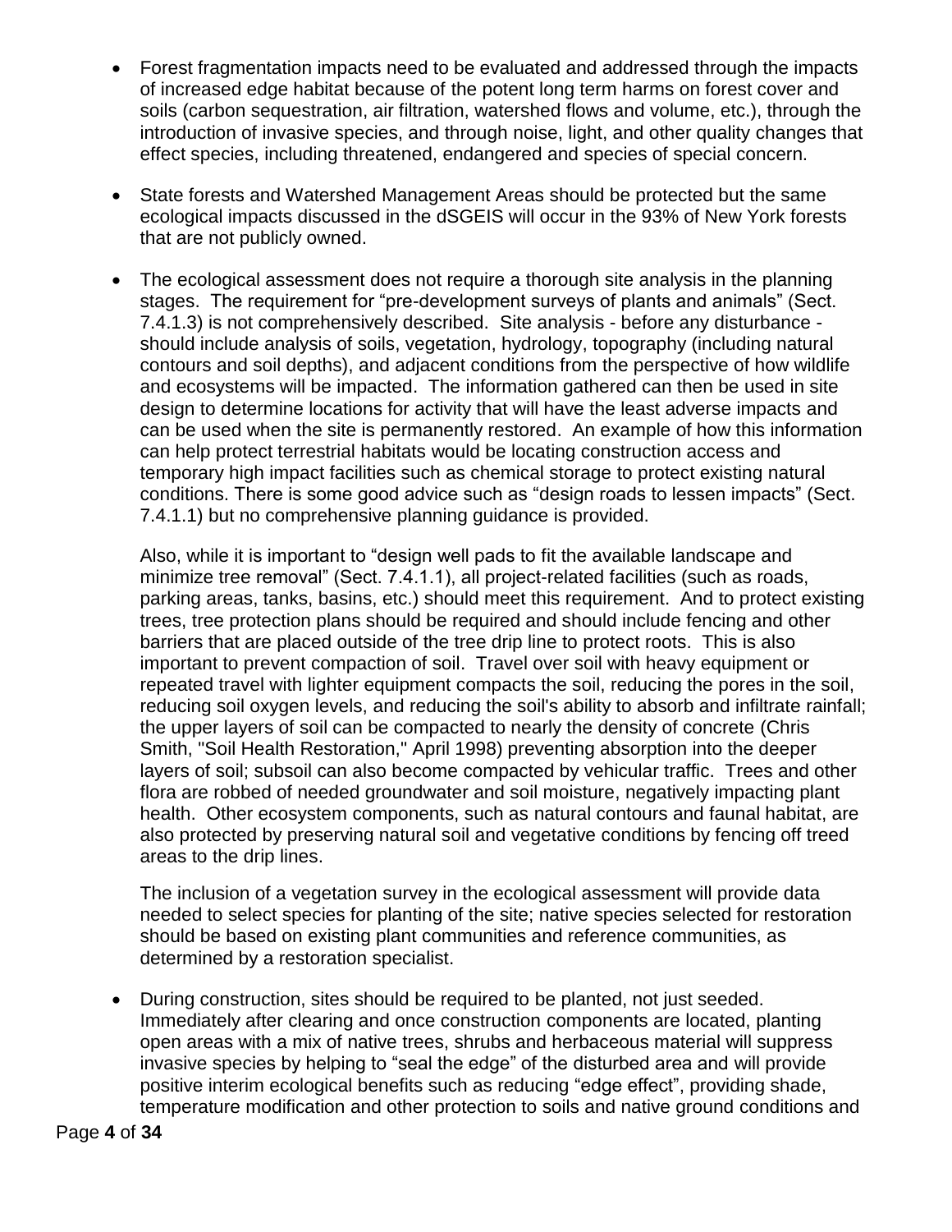- Forest fragmentation impacts need to be evaluated and addressed through the impacts of increased edge habitat because of the potent long term harms on forest cover and soils (carbon sequestration, air filtration, watershed flows and volume, etc.), through the introduction of invasive species, and through noise, light, and other quality changes that effect species, including threatened, endangered and species of special concern.

- State forests and Watershed Management Areas should be protected but the same ecological impacts discussed in the dSGEIS will occur in the 93% of New York forests that are not publicly owned.

- The ecological assessment does not require a thorough site analysis in the planning stages. The requirement for "pre-development surveys of plants and animals" (Sect. 7.4.1.3) is not comprehensively described. Site analysis - before any disturbance - should include analysis of soils, vegetation, hydrology, topography (including natural contours and soil depths), and adjacent conditions from the perspective of how wildlife and ecosystems will be impacted. The information gathered can then be used in site design to determine locations for activity that will have the least adverse impacts and can be used when the site is permanently restored. An example of how this information can help protect terrestrial habitats would be locating construction access and temporary high impact facilities such as chemical storage to protect existing natural conditions. There is some good advice such as "design roads to lessen impacts" (Sect. 7.4.1.1) but no comprehensive planning guidance is provided.

  Also, while it is important to "design well pads to fit the available landscape and minimize tree removal" (Sect. 7.4.1.1), all project-related facilities (such as roads, parking areas, tanks, basins, etc.) should meet this requirement. And to protect existing trees, tree protection plans should be required and should include fencing and other barriers that are placed outside of the tree drip line to protect roots. This is also important to prevent compaction of soil. Travel over soil with heavy equipment or repeated travel with lighter equipment compacts the soil, reducing the pores in the soil, reducing soil oxygen levels, and reducing the soil's ability to absorb and infiltrate rainfall; the upper layers of soil can be compacted to nearly the density of concrete (Chris Smith, "Soil Health Restoration," April 1998) preventing absorption into the deeper layers of soil; subsoil can also become compacted by vehicular traffic. Trees and other flora are robbed of needed groundwater and soil moisture, negatively impacting plant health. Other ecosystem components, such as natural contours and faunal habitat, are also protected by preserving natural soil and vegetative conditions by fencing off treed areas to the drip lines.

  The inclusion of a vegetation survey in the ecological assessment will provide data needed to select species for planting of the site; native species selected for restoration should be based on existing plant communities and reference communities, as determined by a restoration specialist.

- During construction, sites should be required to be planted, not just seeded. Immediately after clearing and once construction components are located, planting open areas with a mix of native trees, shrubs and herbaceous material will suppress invasive species by helping to "seal the edge" of the disturbed area and will provide positive interim ecological benefits such as reducing "edge effect", providing shade, temperature modification and other protection to soils and native ground conditions and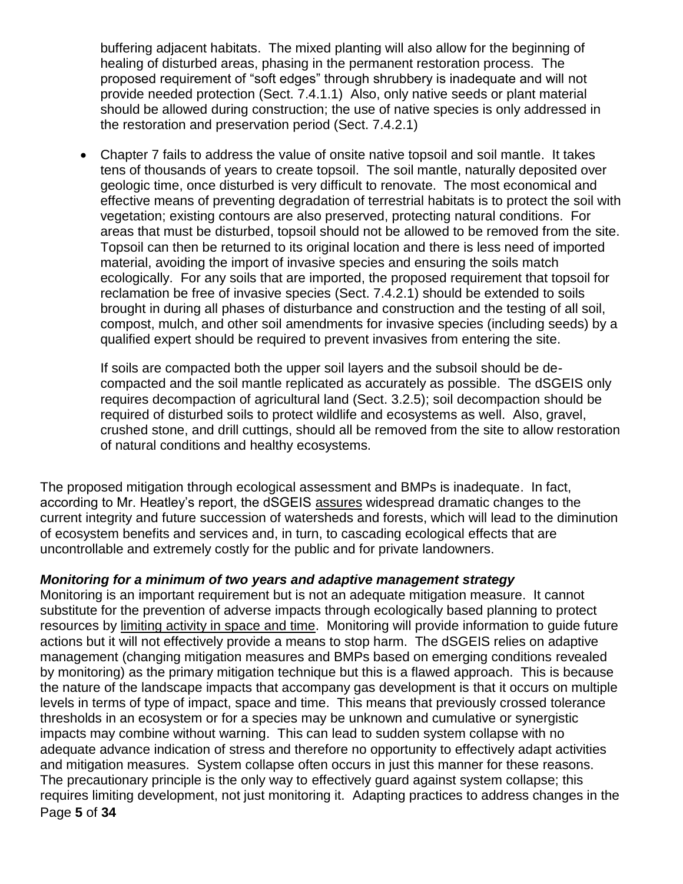buffering adjacent habitats. The mixed planting will also allow for the beginning of healing of disturbed areas, phasing in the permanent restoration process. The proposed requirement of "soft edges" through shrubbery is inadequate and will not provide needed protection (Sect. 7.4.1.1) Also, only native seeds or plant material should be allowed during construction; the use of native species is only addressed in the restoration and preservation period (Sect. 7.4.2.1)

- Chapter 7 fails to address the value of onsite native topsoil and soil mantle. It takes tens of thousands of years to create topsoil. The soil mantle, naturally deposited over geologic time, once disturbed is very difficult to renovate. The most economical and effective means of preventing degradation of terrestrial habitats is to protect the soil with vegetation; existing contours are also preserved, protecting natural conditions. For areas that must be disturbed, topsoil should not be allowed to be removed from the site. Topsoil can then be returned to its original location and there is less need of imported material, avoiding the import of invasive species and ensuring the soils match ecologically. For any soils that are imported, the proposed requirement that topsoil for reclamation be free of invasive species (Sect. 7.4.2.1) should be extended to soils brought in during all phases of disturbance and construction and the testing of all soil, compost, mulch, and other soil amendments for invasive species (including seeds) by a qualified expert should be required to prevent invasives from entering the site.

  If soils are compacted both the upper soil layers and the subsoil should be de-compacted and the soil mantle replicated as accurately as possible. The dSGEIS only requires decompaction of agricultural land (Sect. 3.2.5); soil decompaction should be required of disturbed soils to protect wildlife and ecosystems as well. Also, gravel, crushed stone, and drill cuttings, should all be removed from the site to allow restoration of natural conditions and healthy ecosystems.

The proposed mitigation through ecological assessment and BMPs is inadequate. In fact, according to Mr. Heatley's report, the dSGEIS <u>assures</u> widespread dramatic changes to the current integrity and future succession of watersheds and forests, which will lead to the diminution of ecosystem benefits and services and, in turn, to cascading ecological effects that are uncontrollable and extremely costly for the public and for private landowners.

***Monitoring for a minimum of two years and adaptive management strategy***

Monitoring is an important requirement but is not an adequate mitigation measure. It cannot substitute for the prevention of adverse impacts through ecologically based planning to protect resources by <u>limiting activity in space and time</u>. Monitoring will provide information to guide future actions but it will not effectively provide a means to stop harm. The dSGEIS relies on adaptive management (changing mitigation measures and BMPs based on emerging conditions revealed by monitoring) as the primary mitigation technique but this is a flawed approach. This is because the nature of the landscape impacts that accompany gas development is that it occurs on multiple levels in terms of type of impact, space and time. This means that previously crossed tolerance thresholds in an ecosystem or for a species may be unknown and cumulative or synergistic impacts may combine without warning. This can lead to sudden system collapse with no adequate advance indication of stress and therefore no opportunity to effectively adapt activities and mitigation measures. System collapse often occurs in just this manner for these reasons. The precautionary principle is the only way to effectively guard against system collapse; this requires limiting development, not just monitoring it. Adapting practices to address changes in the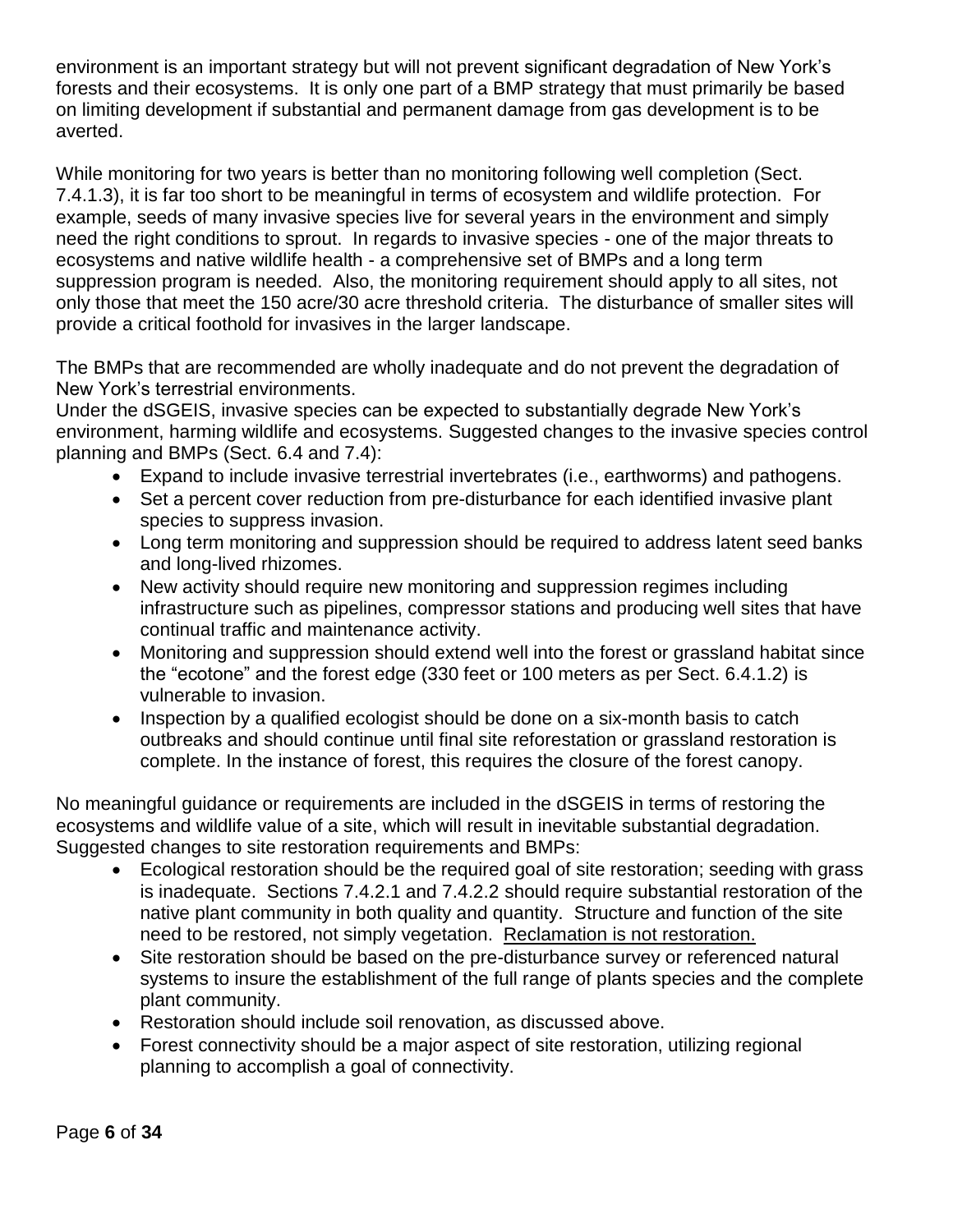environment is an important strategy but will not prevent significant degradation of New York's forests and their ecosystems. It is only one part of a BMP strategy that must primarily be based on limiting development if substantial and permanent damage from gas development is to be averted.

While monitoring for two years is better than no monitoring following well completion (Sect. 7.4.1.3), it is far too short to be meaningful in terms of ecosystem and wildlife protection. For example, seeds of many invasive species live for several years in the environment and simply need the right conditions to sprout. In regards to invasive species - one of the major threats to ecosystems and native wildlife health - a comprehensive set of BMPs and a long term suppression program is needed. Also, the monitoring requirement should apply to all sites, not only those that meet the 150 acre/30 acre threshold criteria. The disturbance of smaller sites will provide a critical foothold for invasives in the larger landscape.

The BMPs that are recommended are wholly inadequate and do not prevent the degradation of New York's terrestrial environments.
Under the dSGEIS, invasive species can be expected to substantially degrade New York's environment, harming wildlife and ecosystems. Suggested changes to the invasive species control planning and BMPs (Sect. 6.4 and 7.4):

- Expand to include invasive terrestrial invertebrates (i.e., earthworms) and pathogens.
- Set a percent cover reduction from pre-disturbance for each identified invasive plant species to suppress invasion.
- Long term monitoring and suppression should be required to address latent seed banks and long-lived rhizomes.
- New activity should require new monitoring and suppression regimes including infrastructure such as pipelines, compressor stations and producing well sites that have continual traffic and maintenance activity.
- Monitoring and suppression should extend well into the forest or grassland habitat since the "ecotone" and the forest edge (330 feet or 100 meters as per Sect. 6.4.1.2) is vulnerable to invasion.
- Inspection by a qualified ecologist should be done on a six-month basis to catch outbreaks and should continue until final site reforestation or grassland restoration is complete. In the instance of forest, this requires the closure of the forest canopy.

No meaningful guidance or requirements are included in the dSGEIS in terms of restoring the ecosystems and wildlife value of a site, which will result in inevitable substantial degradation. Suggested changes to site restoration requirements and BMPs:

- Ecological restoration should be the required goal of site restoration; seeding with grass is inadequate. Sections 7.4.2.1 and 7.4.2.2 should require substantial restoration of the native plant community in both quality and quantity. Structure and function of the site need to be restored, not simply vegetation. Reclamation is not restoration.
- Site restoration should be based on the pre-disturbance survey or referenced natural systems to insure the establishment of the full range of plants species and the complete plant community.
- Restoration should include soil renovation, as discussed above.
- Forest connectivity should be a major aspect of site restoration, utilizing regional planning to accomplish a goal of connectivity.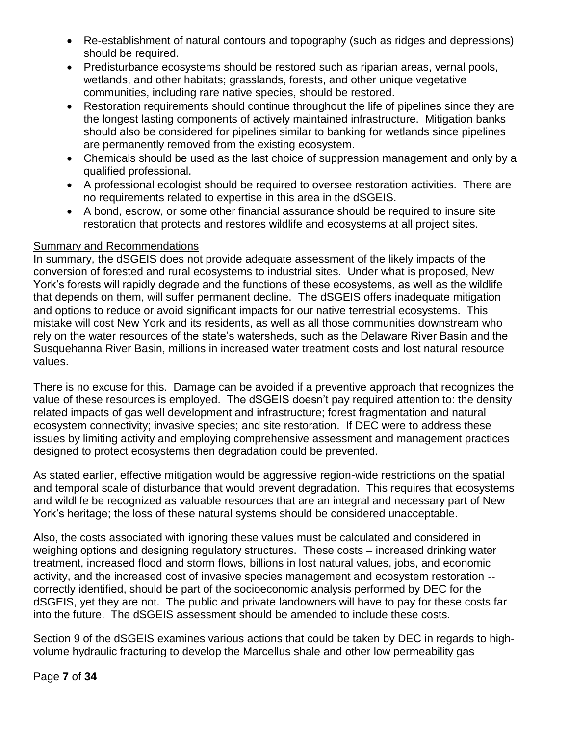- Re-establishment of natural contours and topography (such as ridges and depressions) should be required.
- Predisturbance ecosystems should be restored such as riparian areas, vernal pools, wetlands, and other habitats; grasslands, forests, and other unique vegetative communities, including rare native species, should be restored.
- Restoration requirements should continue throughout the life of pipelines since they are the longest lasting components of actively maintained infrastructure. Mitigation banks should also be considered for pipelines similar to banking for wetlands since pipelines are permanently removed from the existing ecosystem.
- Chemicals should be used as the last choice of suppression management and only by a qualified professional.
- A professional ecologist should be required to oversee restoration activities. There are no requirements related to expertise in this area in the dSGEIS.
- A bond, escrow, or some other financial assurance should be required to insure site restoration that protects and restores wildlife and ecosystems at all project sites.

<u>Summary and Recommendations</u>

In summary, the dSGEIS does not provide adequate assessment of the likely impacts of the conversion of forested and rural ecosystems to industrial sites. Under what is proposed, New York's forests will rapidly degrade and the functions of these ecosystems, as well as the wildlife that depends on them, will suffer permanent decline. The dSGEIS offers inadequate mitigation and options to reduce or avoid significant impacts for our native terrestrial ecosystems. This mistake will cost New York and its residents, as well as all those communities downstream who rely on the water resources of the state's watersheds, such as the Delaware River Basin and the Susquehanna River Basin, millions in increased water treatment costs and lost natural resource values.

There is no excuse for this. Damage can be avoided if a preventive approach that recognizes the value of these resources is employed. The dSGEIS doesn't pay required attention to: the density related impacts of gas well development and infrastructure; forest fragmentation and natural ecosystem connectivity; invasive species; and site restoration. If DEC were to address these issues by limiting activity and employing comprehensive assessment and management practices designed to protect ecosystems then degradation could be prevented.

As stated earlier, effective mitigation would be aggressive region-wide restrictions on the spatial and temporal scale of disturbance that would prevent degradation. This requires that ecosystems and wildlife be recognized as valuable resources that are an integral and necessary part of New York's heritage; the loss of these natural systems should be considered unacceptable.

Also, the costs associated with ignoring these values must be calculated and considered in weighing options and designing regulatory structures. These costs – increased drinking water treatment, increased flood and storm flows, billions in lost natural values, jobs, and economic activity, and the increased cost of invasive species management and ecosystem restoration -- correctly identified, should be part of the socioeconomic analysis performed by DEC for the dSGEIS, yet they are not. The public and private landowners will have to pay for these costs far into the future. The dSGEIS assessment should be amended to include these costs.

Section 9 of the dSGEIS examines various actions that could be taken by DEC in regards to high-volume hydraulic fracturing to develop the Marcellus shale and other low permeability gas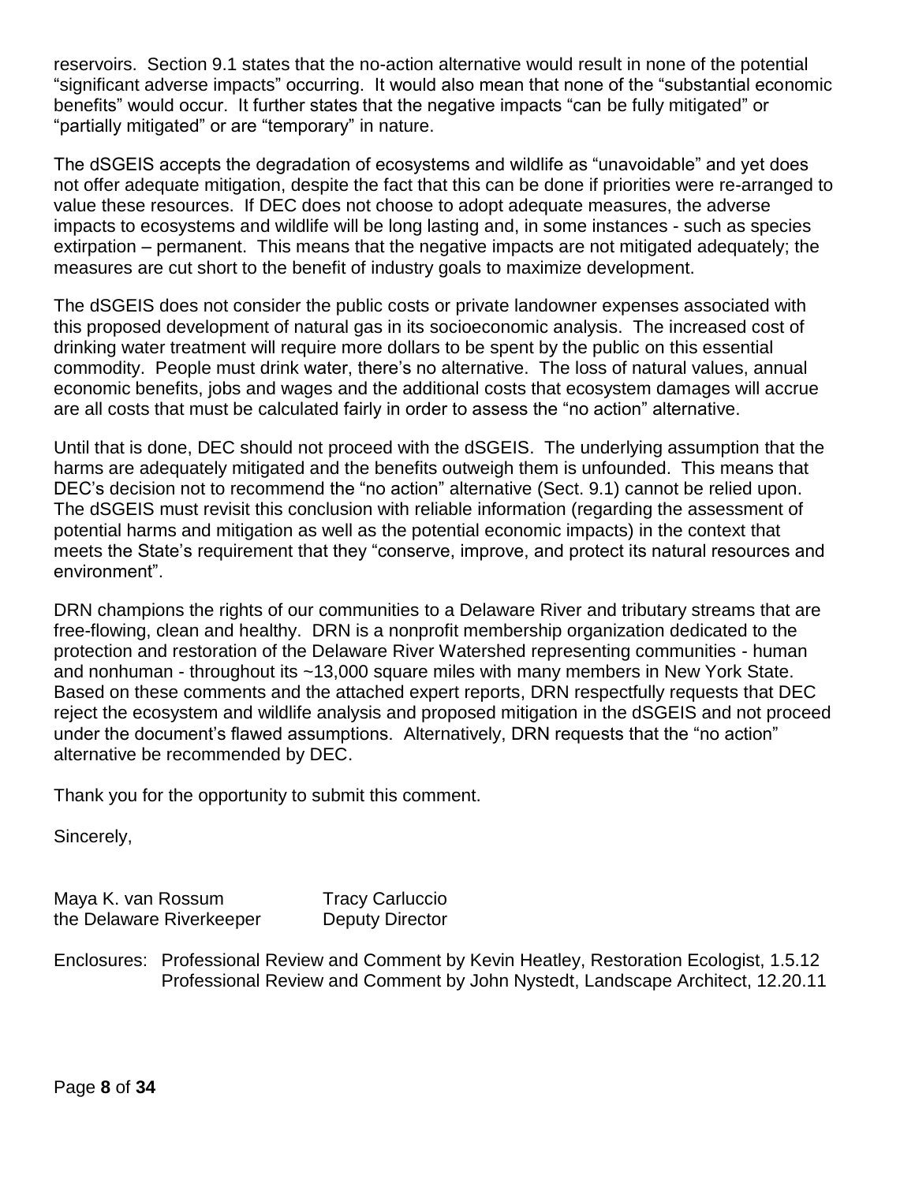reservoirs. Section 9.1 states that the no-action alternative would result in none of the potential "significant adverse impacts" occurring. It would also mean that none of the "substantial economic benefits" would occur. It further states that the negative impacts "can be fully mitigated" or "partially mitigated" or are "temporary" in nature.

The dSGEIS accepts the degradation of ecosystems and wildlife as "unavoidable" and yet does not offer adequate mitigation, despite the fact that this can be done if priorities were re-arranged to value these resources. If DEC does not choose to adopt adequate measures, the adverse impacts to ecosystems and wildlife will be long lasting and, in some instances - such as species extirpation – permanent. This means that the negative impacts are not mitigated adequately; the measures are cut short to the benefit of industry goals to maximize development.

The dSGEIS does not consider the public costs or private landowner expenses associated with this proposed development of natural gas in its socioeconomic analysis. The increased cost of drinking water treatment will require more dollars to be spent by the public on this essential commodity. People must drink water, there's no alternative. The loss of natural values, annual economic benefits, jobs and wages and the additional costs that ecosystem damages will accrue are all costs that must be calculated fairly in order to assess the "no action" alternative.

Until that is done, DEC should not proceed with the dSGEIS. The underlying assumption that the harms are adequately mitigated and the benefits outweigh them is unfounded. This means that DEC's decision not to recommend the "no action" alternative (Sect. 9.1) cannot be relied upon. The dSGEIS must revisit this conclusion with reliable information (regarding the assessment of potential harms and mitigation as well as the potential economic impacts) in the context that meets the State's requirement that they "conserve, improve, and protect its natural resources and environment".

DRN champions the rights of our communities to a Delaware River and tributary streams that are free-flowing, clean and healthy. DRN is a nonprofit membership organization dedicated to the protection and restoration of the Delaware River Watershed representing communities - human and nonhuman - throughout its ~13,000 square miles with many members in New York State. Based on these comments and the attached expert reports, DRN respectfully requests that DEC reject the ecosystem and wildlife analysis and proposed mitigation in the dSGEIS and not proceed under the document's flawed assumptions. Alternatively, DRN requests that the "no action" alternative be recommended by DEC.

Thank you for the opportunity to submit this comment.

Sincerely,

Maya K. van Rossum
the Delaware Riverkeeper

Tracy Carluccio
Deputy Director

Enclosures: Professional Review and Comment by Kevin Heatley, Restoration Ecologist, 1.5.12
Professional Review and Comment by John Nystedt, Landscape Architect, 12.20.11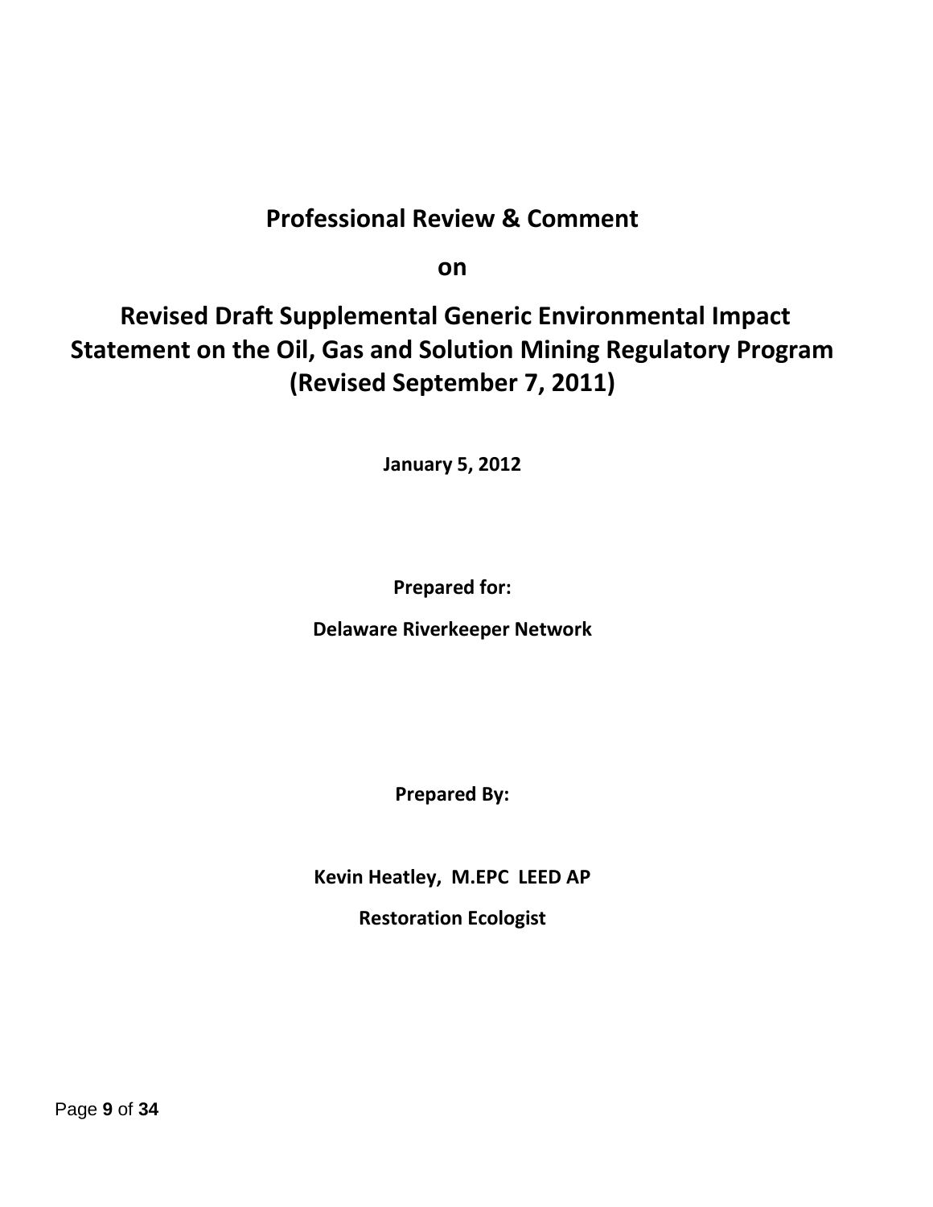# Professional Review & Comment

**on**

# Revised Draft Supplemental Generic Environmental Impact Statement on the Oil, Gas and Solution Mining Regulatory Program (Revised September 7, 2011)

**January 5, 2012**

**Prepared for:**

**Delaware Riverkeeper Network**

**Prepared By:**

**Kevin Heatley, M.EPC LEED AP**

**Restoration Ecologist**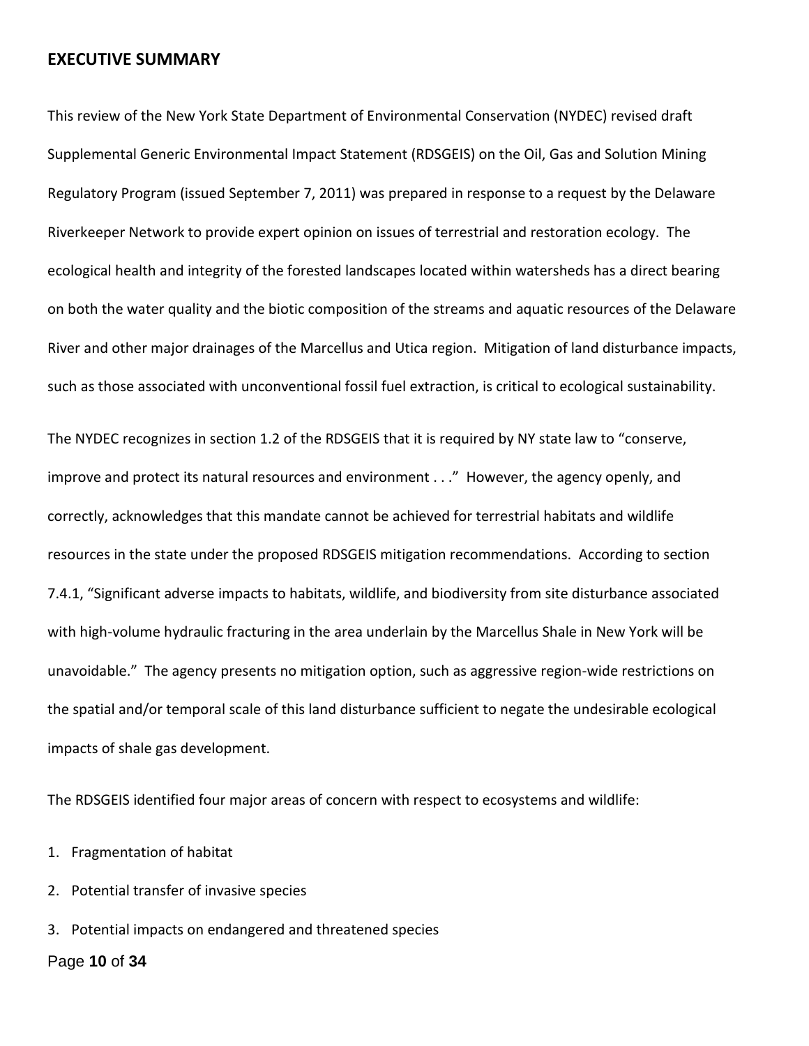## EXECUTIVE SUMMARY

This review of the New York State Department of Environmental Conservation (NYDEC) revised draft Supplemental Generic Environmental Impact Statement (RDSGEIS) on the Oil, Gas and Solution Mining Regulatory Program (issued September 7, 2011) was prepared in response to a request by the Delaware Riverkeeper Network to provide expert opinion on issues of terrestrial and restoration ecology. The ecological health and integrity of the forested landscapes located within watersheds has a direct bearing on both the water quality and the biotic composition of the streams and aquatic resources of the Delaware River and other major drainages of the Marcellus and Utica region. Mitigation of land disturbance impacts, such as those associated with unconventional fossil fuel extraction, is critical to ecological sustainability.

The NYDEC recognizes in section 1.2 of the RDSGEIS that it is required by NY state law to "conserve, improve and protect its natural resources and environment . . ." However, the agency openly, and correctly, acknowledges that this mandate cannot be achieved for terrestrial habitats and wildlife resources in the state under the proposed RDSGEIS mitigation recommendations. According to section 7.4.1, "Significant adverse impacts to habitats, wildlife, and biodiversity from site disturbance associated with high-volume hydraulic fracturing in the area underlain by the Marcellus Shale in New York will be unavoidable." The agency presents no mitigation option, such as aggressive region-wide restrictions on the spatial and/or temporal scale of this land disturbance sufficient to negate the undesirable ecological impacts of shale gas development.

The RDSGEIS identified four major areas of concern with respect to ecosystems and wildlife:

1. Fragmentation of habitat
2. Potential transfer of invasive species
3. Potential impacts on endangered and threatened species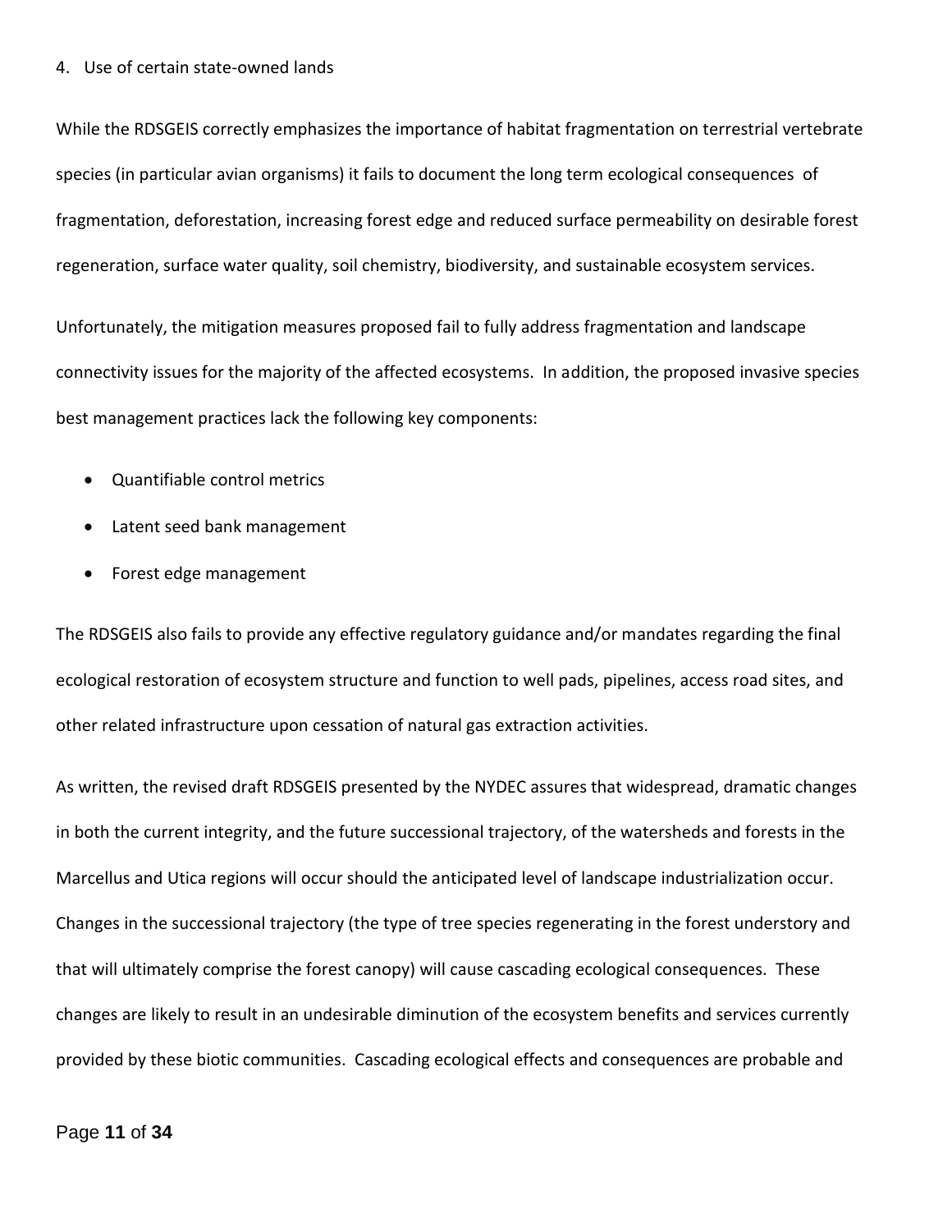4. Use of certain state-owned lands

While the RDSGEIS correctly emphasizes the importance of habitat fragmentation on terrestrial vertebrate species (in particular avian organisms) it fails to document the long term ecological consequences of fragmentation, deforestation, increasing forest edge and reduced surface permeability on desirable forest regeneration, surface water quality, soil chemistry, biodiversity, and sustainable ecosystem services.

Unfortunately, the mitigation measures proposed fail to fully address fragmentation and landscape connectivity issues for the majority of the affected ecosystems. In addition, the proposed invasive species best management practices lack the following key components:

- Quantifiable control metrics
- Latent seed bank management
- Forest edge management

The RDSGEIS also fails to provide any effective regulatory guidance and/or mandates regarding the final ecological restoration of ecosystem structure and function to well pads, pipelines, access road sites, and other related infrastructure upon cessation of natural gas extraction activities.

As written, the revised draft RDSGEIS presented by the NYDEC assures that widespread, dramatic changes in both the current integrity, and the future successional trajectory, of the watersheds and forests in the Marcellus and Utica regions will occur should the anticipated level of landscape industrialization occur. Changes in the successional trajectory (the type of tree species regenerating in the forest understory and that will ultimately comprise the forest canopy) will cause cascading ecological consequences. These changes are likely to result in an undesirable diminution of the ecosystem benefits and services currently provided by these biotic communities. Cascading ecological effects and consequences are probable and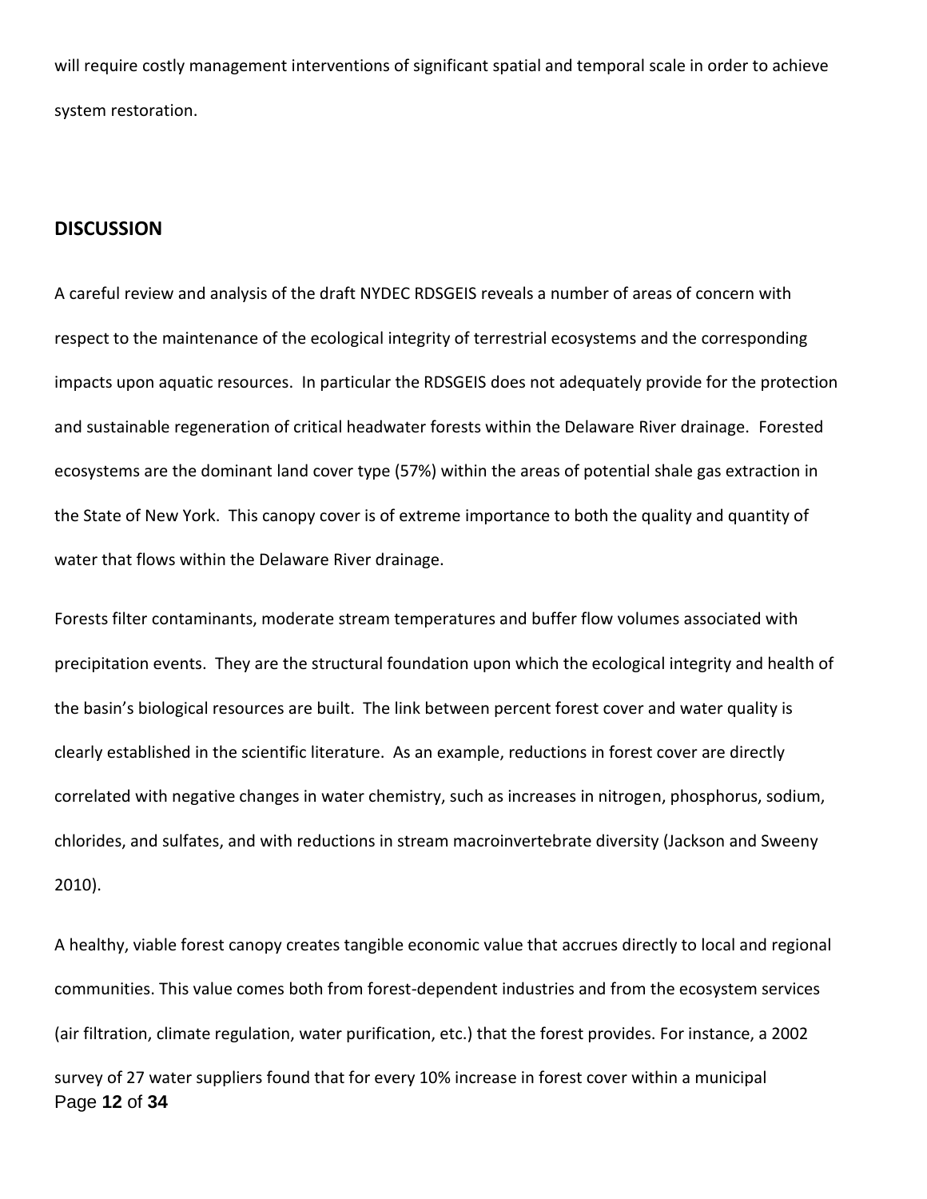will require costly management interventions of significant spatial and temporal scale in order to achieve system restoration.

## DISCUSSION

A careful review and analysis of the draft NYDEC RDSGEIS reveals a number of areas of concern with respect to the maintenance of the ecological integrity of terrestrial ecosystems and the corresponding impacts upon aquatic resources. In particular the RDSGEIS does not adequately provide for the protection and sustainable regeneration of critical headwater forests within the Delaware River drainage. Forested ecosystems are the dominant land cover type (57%) within the areas of potential shale gas extraction in the State of New York. This canopy cover is of extreme importance to both the quality and quantity of water that flows within the Delaware River drainage.

Forests filter contaminants, moderate stream temperatures and buffer flow volumes associated with precipitation events. They are the structural foundation upon which the ecological integrity and health of the basin's biological resources are built. The link between percent forest cover and water quality is clearly established in the scientific literature. As an example, reductions in forest cover are directly correlated with negative changes in water chemistry, such as increases in nitrogen, phosphorus, sodium, chlorides, and sulfates, and with reductions in stream macroinvertebrate diversity (Jackson and Sweeny 2010).

A healthy, viable forest canopy creates tangible economic value that accrues directly to local and regional communities. This value comes both from forest-dependent industries and from the ecosystem services (air filtration, climate regulation, water purification, etc.) that the forest provides. For instance, a 2002 survey of 27 water suppliers found that for every 10% increase in forest cover within a municipal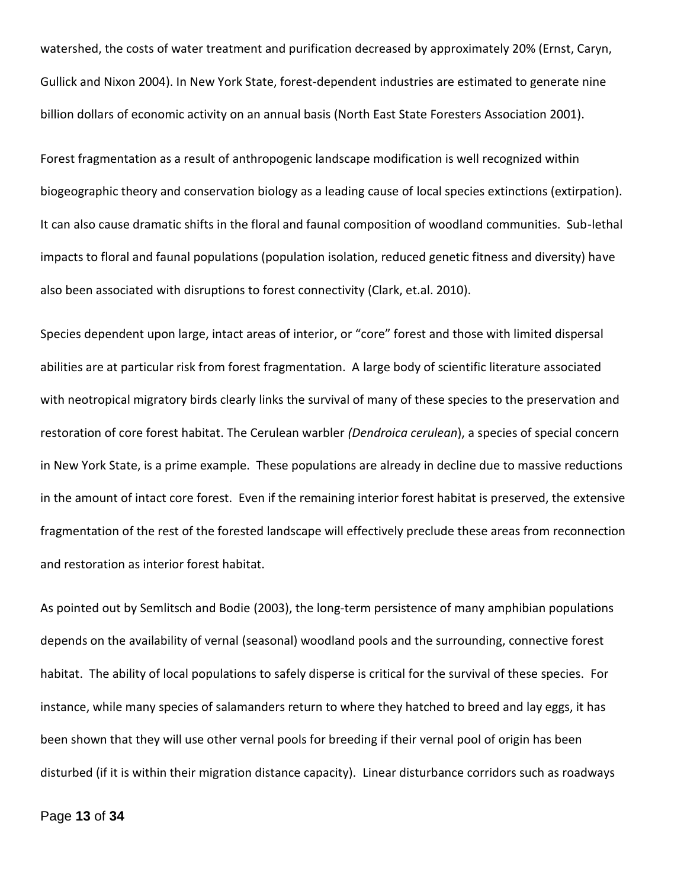watershed, the costs of water treatment and purification decreased by approximately 20% (Ernst, Caryn, Gullick and Nixon 2004). In New York State, forest-dependent industries are estimated to generate nine billion dollars of economic activity on an annual basis (North East State Foresters Association 2001).

Forest fragmentation as a result of anthropogenic landscape modification is well recognized within biogeographic theory and conservation biology as a leading cause of local species extinctions (extirpation). It can also cause dramatic shifts in the floral and faunal composition of woodland communities. Sub-lethal impacts to floral and faunal populations (population isolation, reduced genetic fitness and diversity) have also been associated with disruptions to forest connectivity (Clark, et.al. 2010).

Species dependent upon large, intact areas of interior, or "core" forest and those with limited dispersal abilities are at particular risk from forest fragmentation. A large body of scientific literature associated with neotropical migratory birds clearly links the survival of many of these species to the preservation and restoration of core forest habitat. The Cerulean warbler *(Dendroica cerulean*), a species of special concern in New York State, is a prime example. These populations are already in decline due to massive reductions in the amount of intact core forest. Even if the remaining interior forest habitat is preserved, the extensive fragmentation of the rest of the forested landscape will effectively preclude these areas from reconnection and restoration as interior forest habitat.

As pointed out by Semlitsch and Bodie (2003), the long-term persistence of many amphibian populations depends on the availability of vernal (seasonal) woodland pools and the surrounding, connective forest habitat. The ability of local populations to safely disperse is critical for the survival of these species. For instance, while many species of salamanders return to where they hatched to breed and lay eggs, it has been shown that they will use other vernal pools for breeding if their vernal pool of origin has been disturbed (if it is within their migration distance capacity). Linear disturbance corridors such as roadways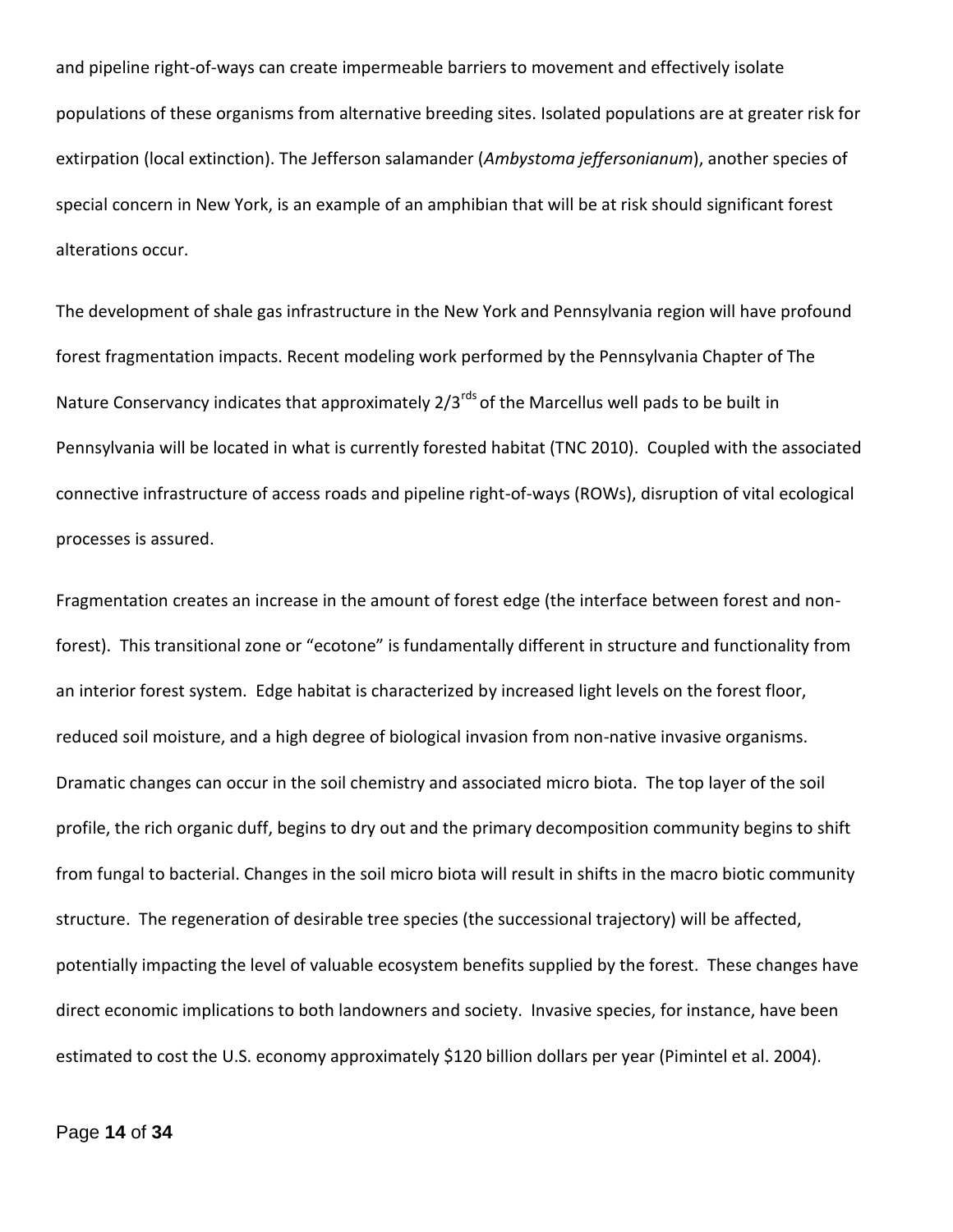and pipeline right-of-ways can create impermeable barriers to movement and effectively isolate populations of these organisms from alternative breeding sites. Isolated populations are at greater risk for extirpation (local extinction). The Jefferson salamander (*Ambystoma jeffersonianum*), another species of special concern in New York, is an example of an amphibian that will be at risk should significant forest alterations occur.

The development of shale gas infrastructure in the New York and Pennsylvania region will have profound forest fragmentation impacts. Recent modeling work performed by the Pennsylvania Chapter of The Nature Conservancy indicates that approximately 2/3$^{rds}$ of the Marcellus well pads to be built in Pennsylvania will be located in what is currently forested habitat (TNC 2010). Coupled with the associated connective infrastructure of access roads and pipeline right-of-ways (ROWs), disruption of vital ecological processes is assured.

Fragmentation creates an increase in the amount of forest edge (the interface between forest and non-forest). This transitional zone or "ecotone" is fundamentally different in structure and functionality from an interior forest system. Edge habitat is characterized by increased light levels on the forest floor, reduced soil moisture, and a high degree of biological invasion from non-native invasive organisms. Dramatic changes can occur in the soil chemistry and associated micro biota. The top layer of the soil profile, the rich organic duff, begins to dry out and the primary decomposition community begins to shift from fungal to bacterial. Changes in the soil micro biota will result in shifts in the macro biotic community structure. The regeneration of desirable tree species (the successional trajectory) will be affected, potentially impacting the level of valuable ecosystem benefits supplied by the forest. These changes have direct economic implications to both landowners and society. Invasive species, for instance, have been estimated to cost the U.S. economy approximately $120 billion dollars per year (Pimintel et al. 2004).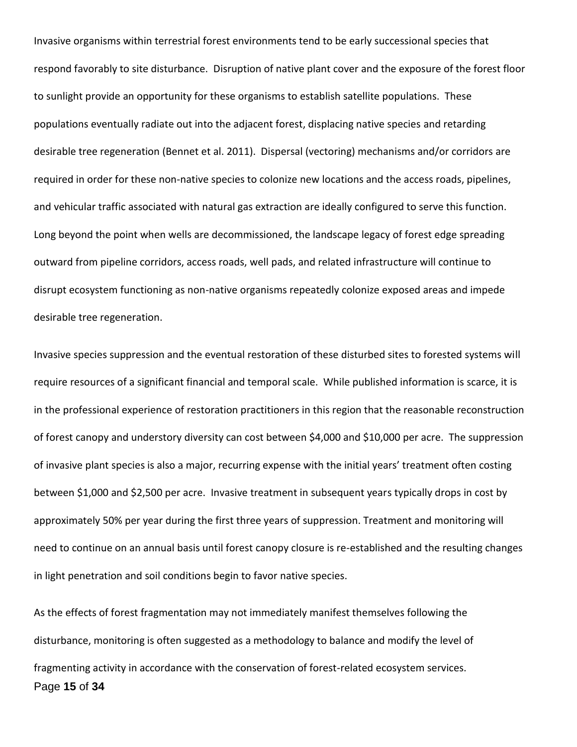Invasive organisms within terrestrial forest environments tend to be early successional species that respond favorably to site disturbance. Disruption of native plant cover and the exposure of the forest floor to sunlight provide an opportunity for these organisms to establish satellite populations. These populations eventually radiate out into the adjacent forest, displacing native species and retarding desirable tree regeneration (Bennet et al. 2011). Dispersal (vectoring) mechanisms and/or corridors are required in order for these non-native species to colonize new locations and the access roads, pipelines, and vehicular traffic associated with natural gas extraction are ideally configured to serve this function. Long beyond the point when wells are decommissioned, the landscape legacy of forest edge spreading outward from pipeline corridors, access roads, well pads, and related infrastructure will continue to disrupt ecosystem functioning as non-native organisms repeatedly colonize exposed areas and impede desirable tree regeneration.

Invasive species suppression and the eventual restoration of these disturbed sites to forested systems will require resources of a significant financial and temporal scale. While published information is scarce, it is in the professional experience of restoration practitioners in this region that the reasonable reconstruction of forest canopy and understory diversity can cost between $4,000 and $10,000 per acre. The suppression of invasive plant species is also a major, recurring expense with the initial years' treatment often costing between $1,000 and $2,500 per acre. Invasive treatment in subsequent years typically drops in cost by approximately 50% per year during the first three years of suppression. Treatment and monitoring will need to continue on an annual basis until forest canopy closure is re-established and the resulting changes in light penetration and soil conditions begin to favor native species.

As the effects of forest fragmentation may not immediately manifest themselves following the disturbance, monitoring is often suggested as a methodology to balance and modify the level of fragmenting activity in accordance with the conservation of forest-related ecosystem services.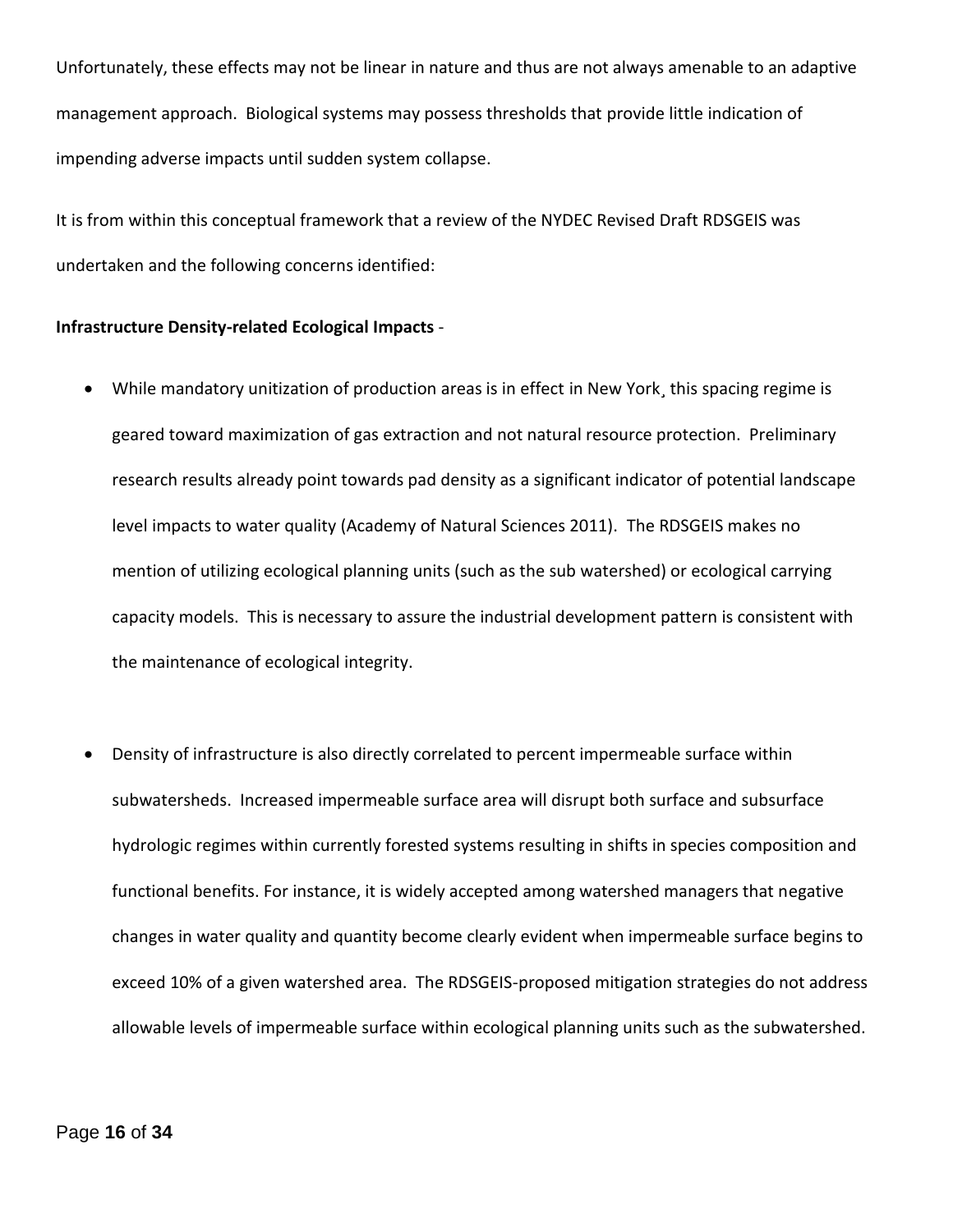Unfortunately, these effects may not be linear in nature and thus are not always amenable to an adaptive management approach. Biological systems may possess thresholds that provide little indication of impending adverse impacts until sudden system collapse.

It is from within this conceptual framework that a review of the NYDEC Revised Draft RDSGEIS was undertaken and the following concerns identified:

**Infrastructure Density-related Ecological Impacts** -

- While mandatory unitization of production areas is in effect in New York¸ this spacing regime is geared toward maximization of gas extraction and not natural resource protection. Preliminary research results already point towards pad density as a significant indicator of potential landscape level impacts to water quality (Academy of Natural Sciences 2011). The RDSGEIS makes no mention of utilizing ecological planning units (such as the sub watershed) or ecological carrying capacity models. This is necessary to assure the industrial development pattern is consistent with the maintenance of ecological integrity.

- Density of infrastructure is also directly correlated to percent impermeable surface within subwatersheds. Increased impermeable surface area will disrupt both surface and subsurface hydrologic regimes within currently forested systems resulting in shifts in species composition and functional benefits. For instance, it is widely accepted among watershed managers that negative changes in water quality and quantity become clearly evident when impermeable surface begins to exceed 10% of a given watershed area. The RDSGEIS-proposed mitigation strategies do not address allowable levels of impermeable surface within ecological planning units such as the subwatershed.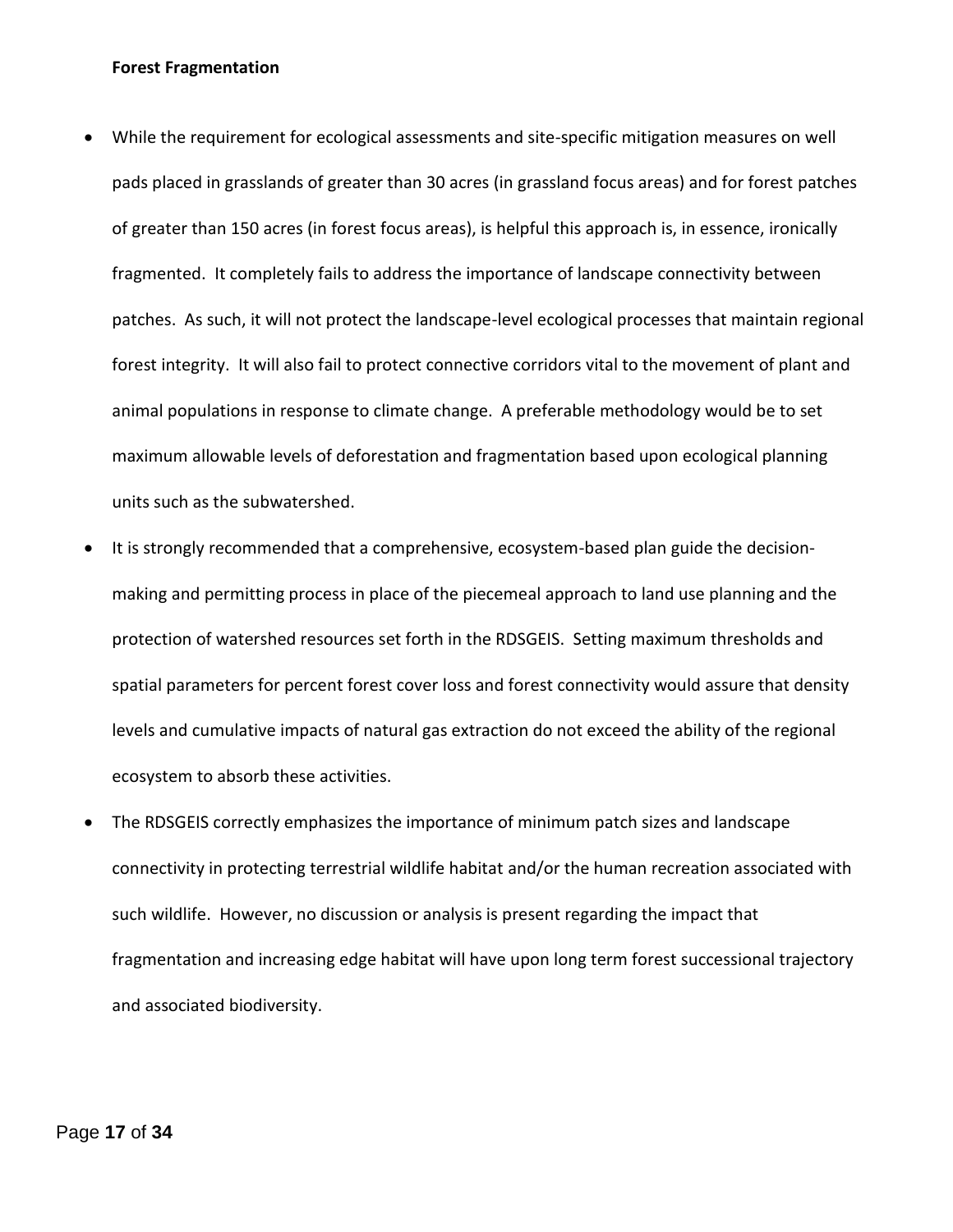**Forest Fragmentation**

- While the requirement for ecological assessments and site-specific mitigation measures on well pads placed in grasslands of greater than 30 acres (in grassland focus areas) and for forest patches of greater than 150 acres (in forest focus areas), is helpful this approach is, in essence, ironically fragmented. It completely fails to address the importance of landscape connectivity between patches. As such, it will not protect the landscape-level ecological processes that maintain regional forest integrity. It will also fail to protect connective corridors vital to the movement of plant and animal populations in response to climate change. A preferable methodology would be to set maximum allowable levels of deforestation and fragmentation based upon ecological planning units such as the subwatershed.
- It is strongly recommended that a comprehensive, ecosystem-based plan guide the decision-making and permitting process in place of the piecemeal approach to land use planning and the protection of watershed resources set forth in the RDSGEIS. Setting maximum thresholds and spatial parameters for percent forest cover loss and forest connectivity would assure that density levels and cumulative impacts of natural gas extraction do not exceed the ability of the regional ecosystem to absorb these activities.
- The RDSGEIS correctly emphasizes the importance of minimum patch sizes and landscape connectivity in protecting terrestrial wildlife habitat and/or the human recreation associated with such wildlife. However, no discussion or analysis is present regarding the impact that fragmentation and increasing edge habitat will have upon long term forest successional trajectory and associated biodiversity.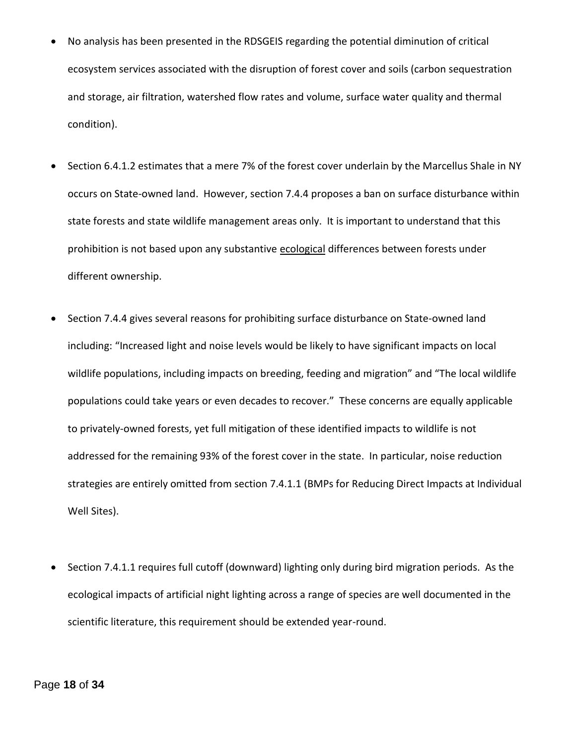- No analysis has been presented in the RDSGEIS regarding the potential diminution of critical ecosystem services associated with the disruption of forest cover and soils (carbon sequestration and storage, air filtration, watershed flow rates and volume, surface water quality and thermal condition).

- Section 6.4.1.2 estimates that a mere 7% of the forest cover underlain by the Marcellus Shale in NY occurs on State-owned land. However, section 7.4.4 proposes a ban on surface disturbance within state forests and state wildlife management areas only. It is important to understand that this prohibition is not based upon any substantive <u>ecological</u> differences between forests under different ownership.

- Section 7.4.4 gives several reasons for prohibiting surface disturbance on State-owned land including: "Increased light and noise levels would be likely to have significant impacts on local wildlife populations, including impacts on breeding, feeding and migration" and "The local wildlife populations could take years or even decades to recover." These concerns are equally applicable to privately-owned forests, yet full mitigation of these identified impacts to wildlife is not addressed for the remaining 93% of the forest cover in the state. In particular, noise reduction strategies are entirely omitted from section 7.4.1.1 (BMPs for Reducing Direct Impacts at Individual Well Sites).

- Section 7.4.1.1 requires full cutoff (downward) lighting only during bird migration periods. As the ecological impacts of artificial night lighting across a range of species are well documented in the scientific literature, this requirement should be extended year-round.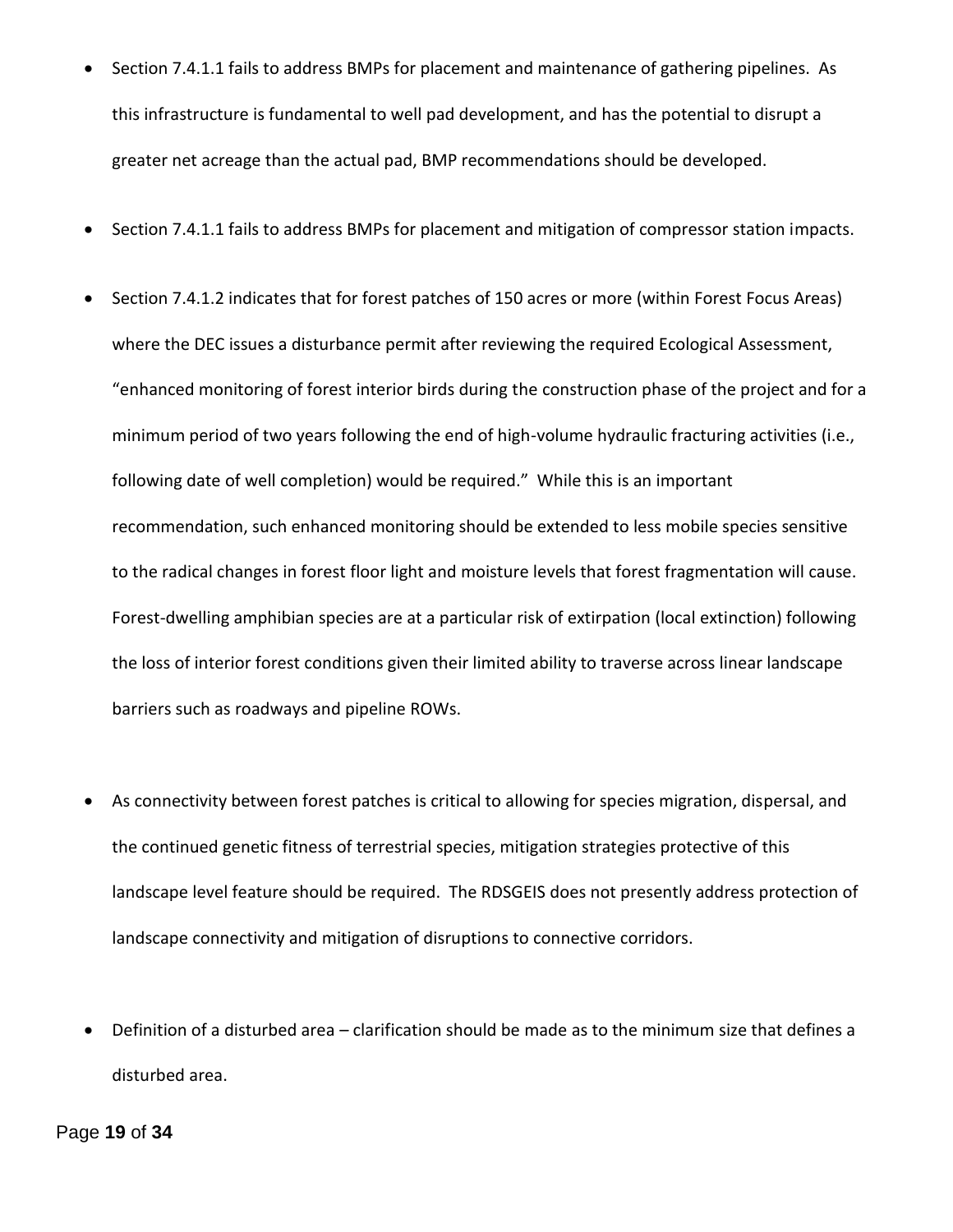- Section 7.4.1.1 fails to address BMPs for placement and maintenance of gathering pipelines. As this infrastructure is fundamental to well pad development, and has the potential to disrupt a greater net acreage than the actual pad, BMP recommendations should be developed.

- Section 7.4.1.1 fails to address BMPs for placement and mitigation of compressor station impacts.

- Section 7.4.1.2 indicates that for forest patches of 150 acres or more (within Forest Focus Areas) where the DEC issues a disturbance permit after reviewing the required Ecological Assessment, "enhanced monitoring of forest interior birds during the construction phase of the project and for a minimum period of two years following the end of high-volume hydraulic fracturing activities (i.e., following date of well completion) would be required." While this is an important recommendation, such enhanced monitoring should be extended to less mobile species sensitive to the radical changes in forest floor light and moisture levels that forest fragmentation will cause. Forest-dwelling amphibian species are at a particular risk of extirpation (local extinction) following the loss of interior forest conditions given their limited ability to traverse across linear landscape barriers such as roadways and pipeline ROWs.

- As connectivity between forest patches is critical to allowing for species migration, dispersal, and the continued genetic fitness of terrestrial species, mitigation strategies protective of this landscape level feature should be required. The RDSGEIS does not presently address protection of landscape connectivity and mitigation of disruptions to connective corridors.

- Definition of a disturbed area – clarification should be made as to the minimum size that defines a disturbed area.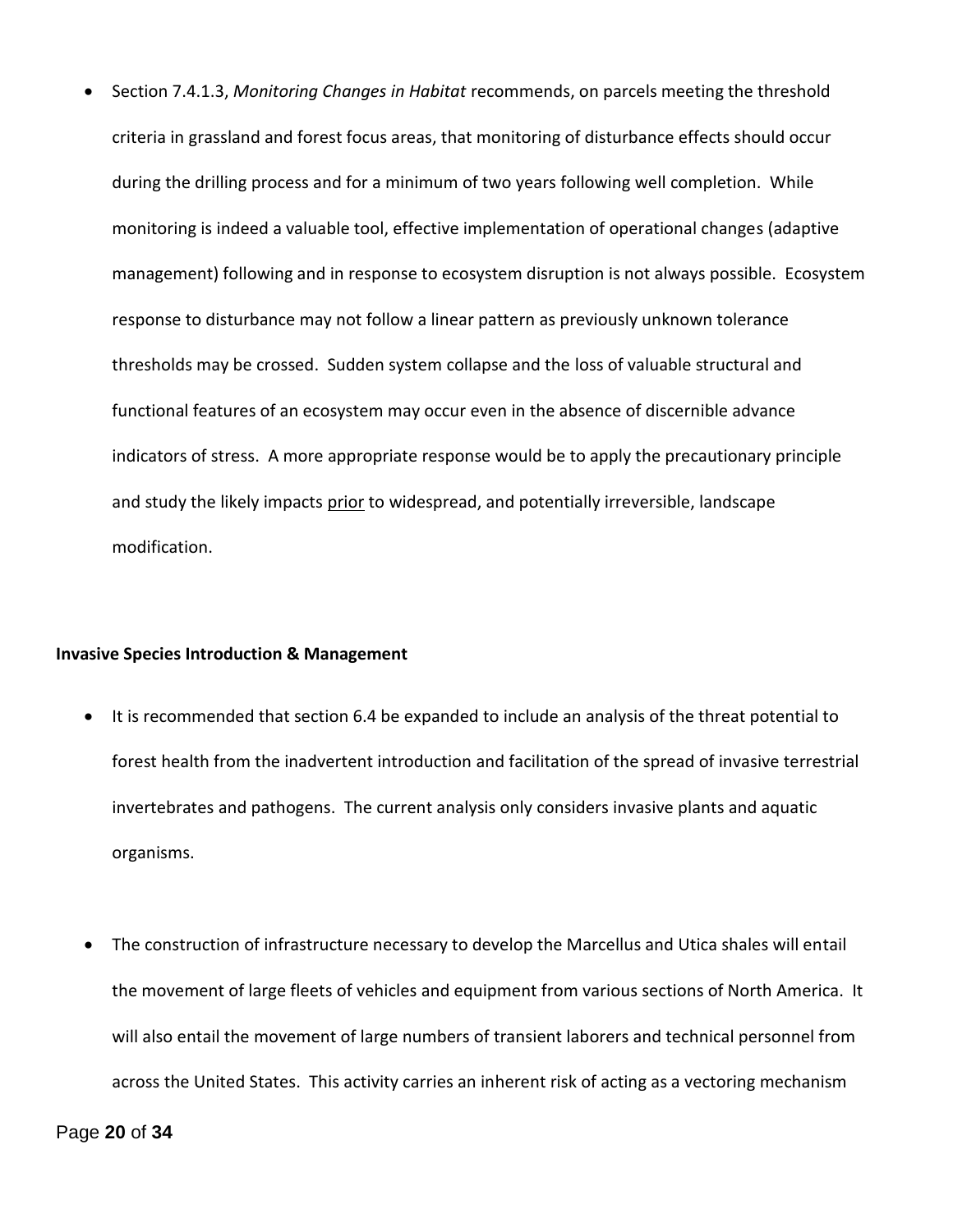- Section 7.4.1.3, *Monitoring Changes in Habitat* recommends, on parcels meeting the threshold criteria in grassland and forest focus areas, that monitoring of disturbance effects should occur during the drilling process and for a minimum of two years following well completion. While monitoring is indeed a valuable tool, effective implementation of operational changes (adaptive management) following and in response to ecosystem disruption is not always possible. Ecosystem response to disturbance may not follow a linear pattern as previously unknown tolerance thresholds may be crossed. Sudden system collapse and the loss of valuable structural and functional features of an ecosystem may occur even in the absence of discernible advance indicators of stress. A more appropriate response would be to apply the precautionary principle and study the likely impacts <u>prior</u> to widespread, and potentially irreversible, landscape modification.

**Invasive Species Introduction & Management**

- It is recommended that section 6.4 be expanded to include an analysis of the threat potential to forest health from the inadvertent introduction and facilitation of the spread of invasive terrestrial invertebrates and pathogens. The current analysis only considers invasive plants and aquatic organisms.

- The construction of infrastructure necessary to develop the Marcellus and Utica shales will entail the movement of large fleets of vehicles and equipment from various sections of North America. It will also entail the movement of large numbers of transient laborers and technical personnel from across the United States. This activity carries an inherent risk of acting as a vectoring mechanism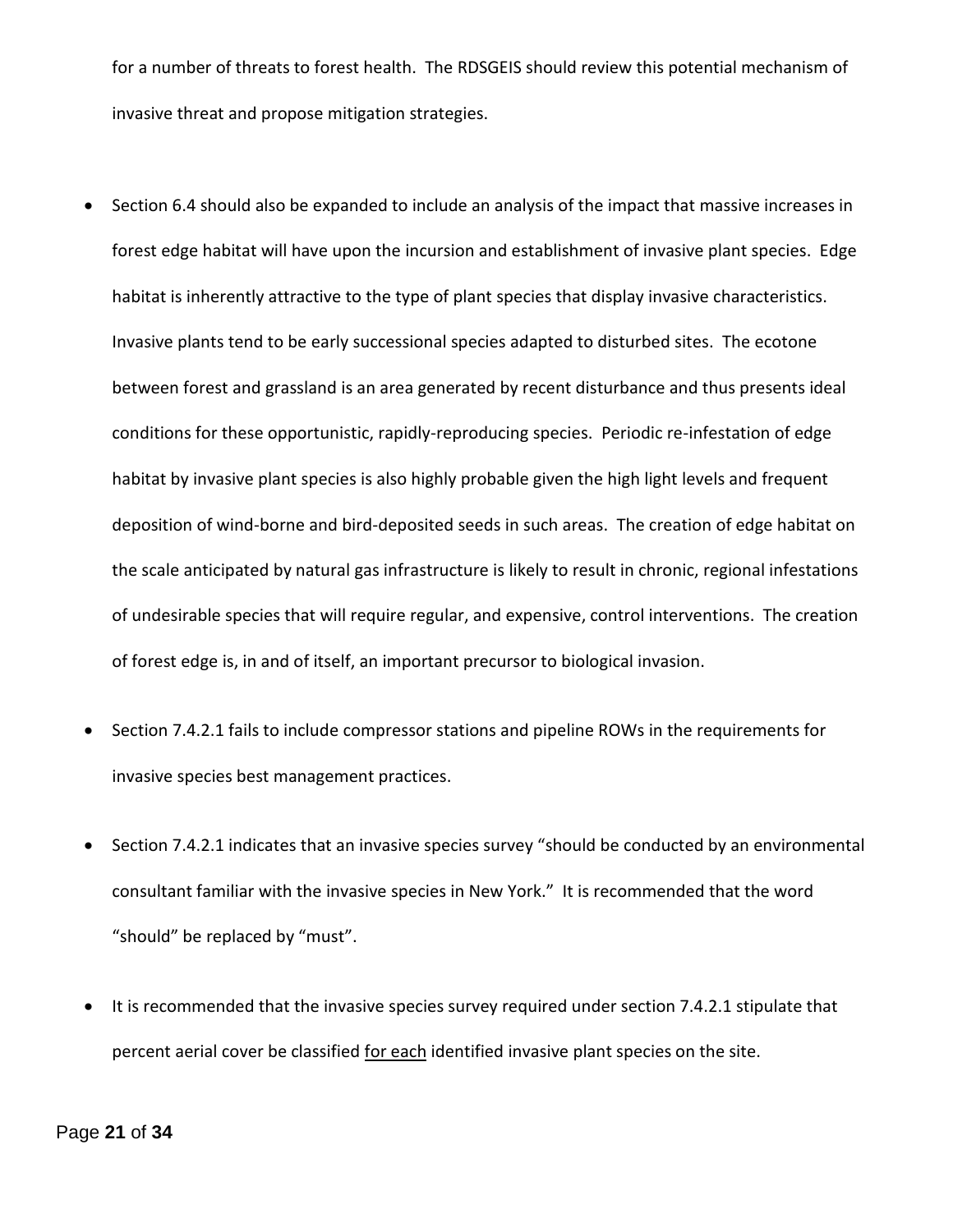for a number of threats to forest health. The RDSGEIS should review this potential mechanism of invasive threat and propose mitigation strategies.

- Section 6.4 should also be expanded to include an analysis of the impact that massive increases in forest edge habitat will have upon the incursion and establishment of invasive plant species. Edge habitat is inherently attractive to the type of plant species that display invasive characteristics. Invasive plants tend to be early successional species adapted to disturbed sites. The ecotone between forest and grassland is an area generated by recent disturbance and thus presents ideal conditions for these opportunistic, rapidly-reproducing species. Periodic re-infestation of edge habitat by invasive plant species is also highly probable given the high light levels and frequent deposition of wind-borne and bird-deposited seeds in such areas. The creation of edge habitat on the scale anticipated by natural gas infrastructure is likely to result in chronic, regional infestations of undesirable species that will require regular, and expensive, control interventions. The creation of forest edge is, in and of itself, an important precursor to biological invasion.

- Section 7.4.2.1 fails to include compressor stations and pipeline ROWs in the requirements for invasive species best management practices.

- Section 7.4.2.1 indicates that an invasive species survey "should be conducted by an environmental consultant familiar with the invasive species in New York." It is recommended that the word "should" be replaced by "must".

- It is recommended that the invasive species survey required under section 7.4.2.1 stipulate that percent aerial cover be classified <u>for each</u> identified invasive plant species on the site.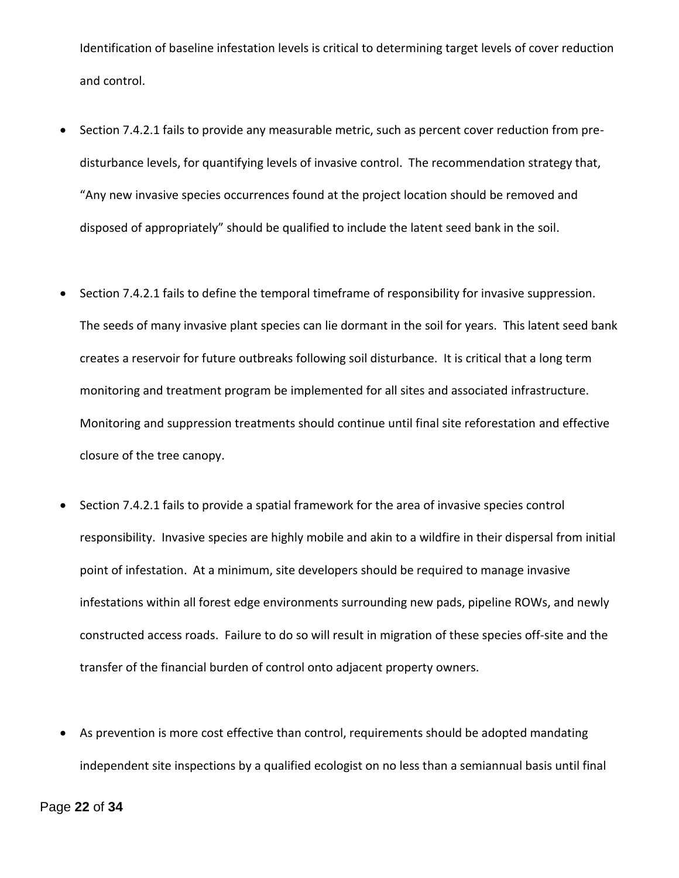Identification of baseline infestation levels is critical to determining target levels of cover reduction and control.

- Section 7.4.2.1 fails to provide any measurable metric, such as percent cover reduction from pre-disturbance levels, for quantifying levels of invasive control. The recommendation strategy that, "Any new invasive species occurrences found at the project location should be removed and disposed of appropriately" should be qualified to include the latent seed bank in the soil.

- Section 7.4.2.1 fails to define the temporal timeframe of responsibility for invasive suppression. The seeds of many invasive plant species can lie dormant in the soil for years. This latent seed bank creates a reservoir for future outbreaks following soil disturbance. It is critical that a long term monitoring and treatment program be implemented for all sites and associated infrastructure. Monitoring and suppression treatments should continue until final site reforestation and effective closure of the tree canopy.

- Section 7.4.2.1 fails to provide a spatial framework for the area of invasive species control responsibility. Invasive species are highly mobile and akin to a wildfire in their dispersal from initial point of infestation. At a minimum, site developers should be required to manage invasive infestations within all forest edge environments surrounding new pads, pipeline ROWs, and newly constructed access roads. Failure to do so will result in migration of these species off-site and the transfer of the financial burden of control onto adjacent property owners.

- As prevention is more cost effective than control, requirements should be adopted mandating independent site inspections by a qualified ecologist on no less than a semiannual basis until final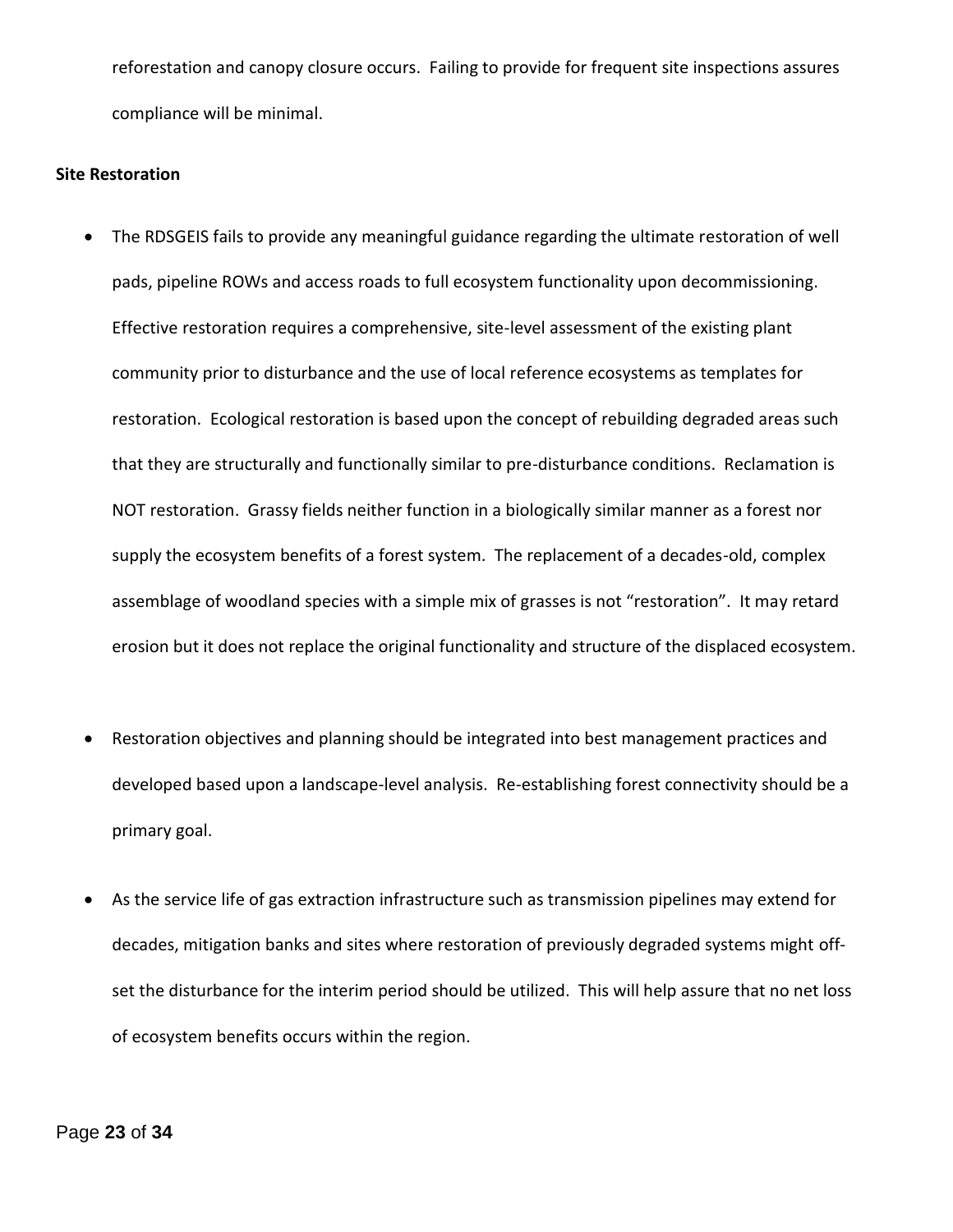reforestation and canopy closure occurs. Failing to provide for frequent site inspections assures compliance will be minimal.

**Site Restoration**

- The RDSGEIS fails to provide any meaningful guidance regarding the ultimate restoration of well pads, pipeline ROWs and access roads to full ecosystem functionality upon decommissioning. Effective restoration requires a comprehensive, site-level assessment of the existing plant community prior to disturbance and the use of local reference ecosystems as templates for restoration. Ecological restoration is based upon the concept of rebuilding degraded areas such that they are structurally and functionally similar to pre-disturbance conditions. Reclamation is NOT restoration. Grassy fields neither function in a biologically similar manner as a forest nor supply the ecosystem benefits of a forest system. The replacement of a decades-old, complex assemblage of woodland species with a simple mix of grasses is not "restoration". It may retard erosion but it does not replace the original functionality and structure of the displaced ecosystem.

- Restoration objectives and planning should be integrated into best management practices and developed based upon a landscape-level analysis. Re-establishing forest connectivity should be a primary goal.

- As the service life of gas extraction infrastructure such as transmission pipelines may extend for decades, mitigation banks and sites where restoration of previously degraded systems might off-set the disturbance for the interim period should be utilized. This will help assure that no net loss of ecosystem benefits occurs within the region.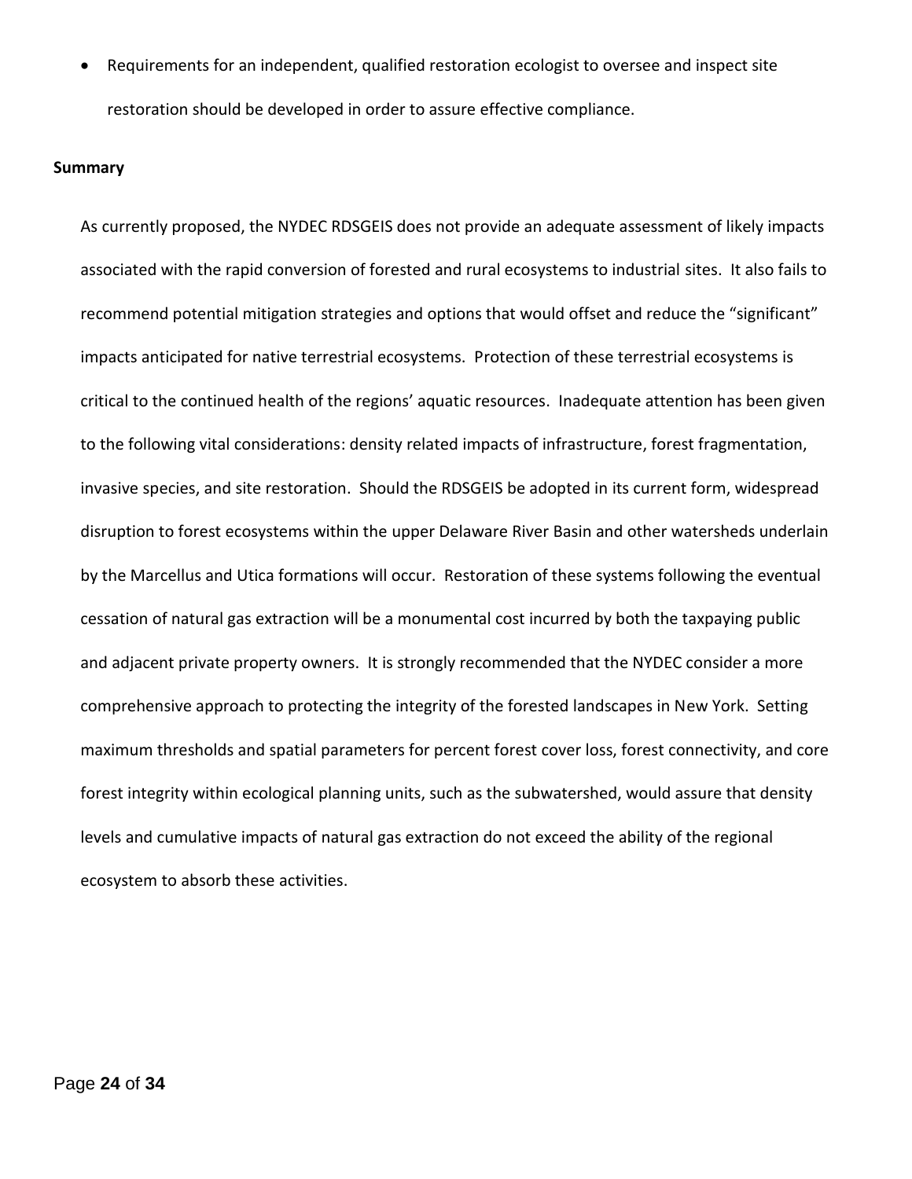- Requirements for an independent, qualified restoration ecologist to oversee and inspect site restoration should be developed in order to assure effective compliance.

**Summary**

As currently proposed, the NYDEC RDSGEIS does not provide an adequate assessment of likely impacts associated with the rapid conversion of forested and rural ecosystems to industrial sites. It also fails to recommend potential mitigation strategies and options that would offset and reduce the "significant" impacts anticipated for native terrestrial ecosystems. Protection of these terrestrial ecosystems is critical to the continued health of the regions' aquatic resources. Inadequate attention has been given to the following vital considerations: density related impacts of infrastructure, forest fragmentation, invasive species, and site restoration. Should the RDSGEIS be adopted in its current form, widespread disruption to forest ecosystems within the upper Delaware River Basin and other watersheds underlain by the Marcellus and Utica formations will occur. Restoration of these systems following the eventual cessation of natural gas extraction will be a monumental cost incurred by both the taxpaying public and adjacent private property owners. It is strongly recommended that the NYDEC consider a more comprehensive approach to protecting the integrity of the forested landscapes in New York. Setting maximum thresholds and spatial parameters for percent forest cover loss, forest connectivity, and core forest integrity within ecological planning units, such as the subwatershed, would assure that density levels and cumulative impacts of natural gas extraction do not exceed the ability of the regional ecosystem to absorb these activities.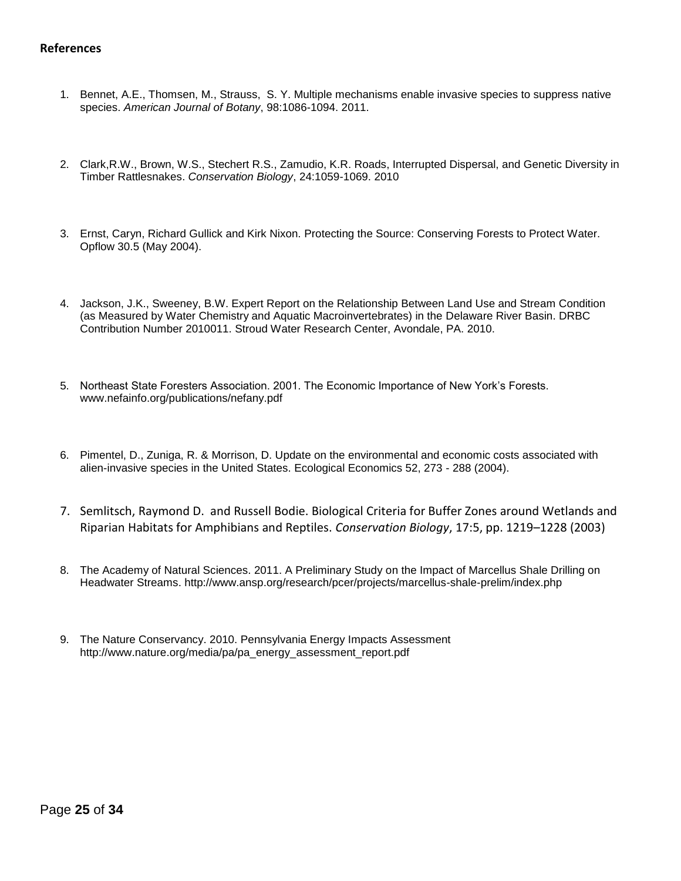**References**

1. Bennet, A.E., Thomsen, M., Strauss, S. Y. Multiple mechanisms enable invasive species to suppress native species. *American Journal of Botany*, 98:1086-1094. 2011.

2. Clark,R.W., Brown, W.S., Stechert R.S., Zamudio, K.R. Roads, Interrupted Dispersal, and Genetic Diversity in Timber Rattlesnakes. *Conservation Biology*, 24:1059-1069. 2010

3. Ernst, Caryn, Richard Gullick and Kirk Nixon. Protecting the Source: Conserving Forests to Protect Water. Opflow 30.5 (May 2004).

4. Jackson, J.K., Sweeney, B.W. Expert Report on the Relationship Between Land Use and Stream Condition (as Measured by Water Chemistry and Aquatic Macroinvertebrates) in the Delaware River Basin. DRBC Contribution Number 2010011. Stroud Water Research Center, Avondale, PA. 2010.

5. Northeast State Foresters Association. 2001. The Economic Importance of New York's Forests. www.nefainfo.org/publications/nefany.pdf

6. Pimentel, D., Zuniga, R. & Morrison, D. Update on the environmental and economic costs associated with alien-invasive species in the United States. Ecological Economics 52, 273 - 288 (2004).

7. Semlitsch, Raymond D. and Russell Bodie. Biological Criteria for Buffer Zones around Wetlands and Riparian Habitats for Amphibians and Reptiles. *Conservation Biology*, 17:5, pp. 1219–1228 (2003)

8. The Academy of Natural Sciences. 2011. A Preliminary Study on the Impact of Marcellus Shale Drilling on Headwater Streams. http://www.ansp.org/research/pcer/projects/marcellus-shale-prelim/index.php

9. The Nature Conservancy. 2010. Pennsylvania Energy Impacts Assessment http://www.nature.org/media/pa/pa_energy_assessment_report.pdf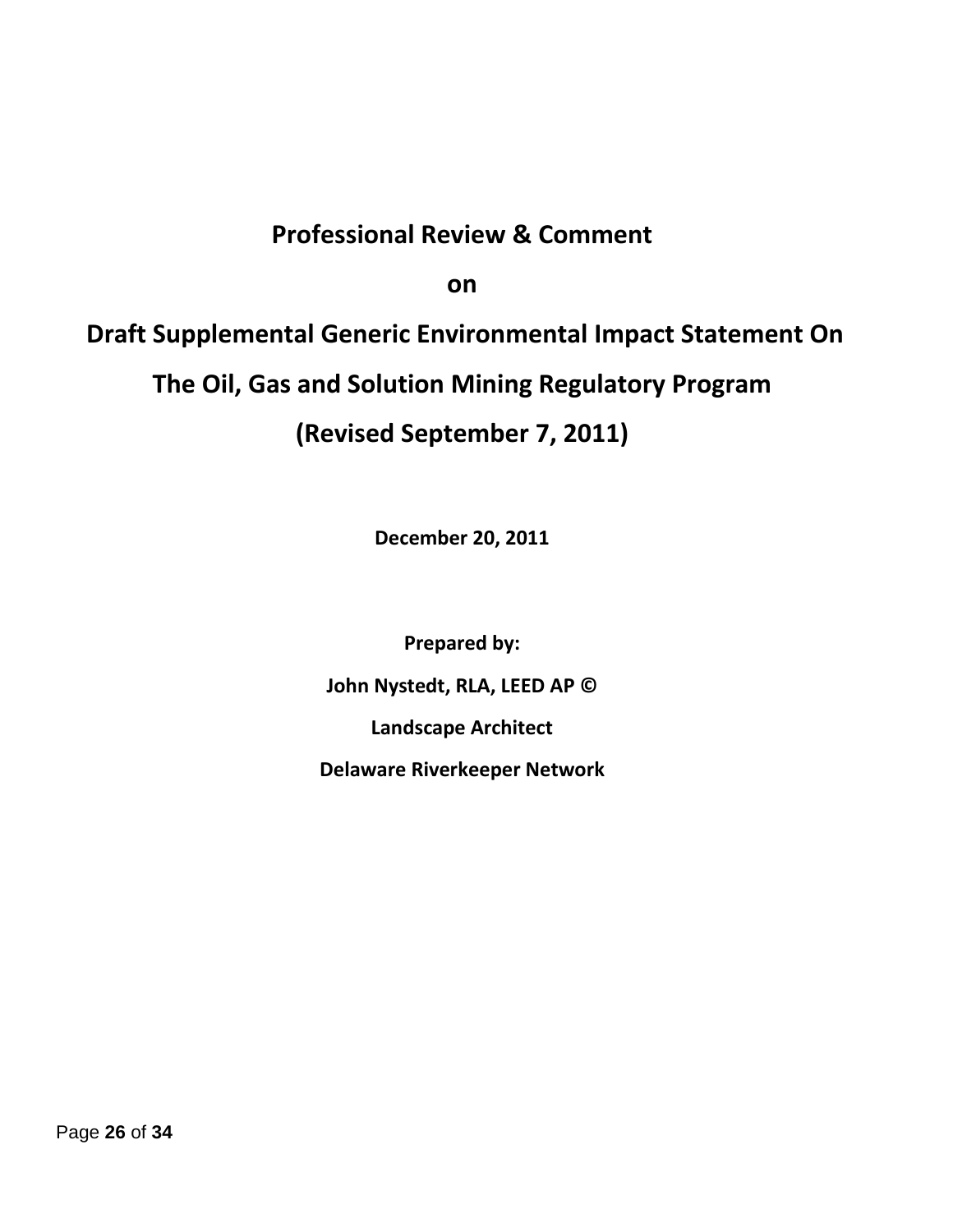# Professional Review & Comment

## on

# Draft Supplemental Generic Environmental Impact Statement On The Oil, Gas and Solution Mining Regulatory Program (Revised September 7, 2011)

**December 20, 2011**

**Prepared by:**

**John Nystedt, RLA, LEED AP ©**

**Landscape Architect**

**Delaware Riverkeeper Network**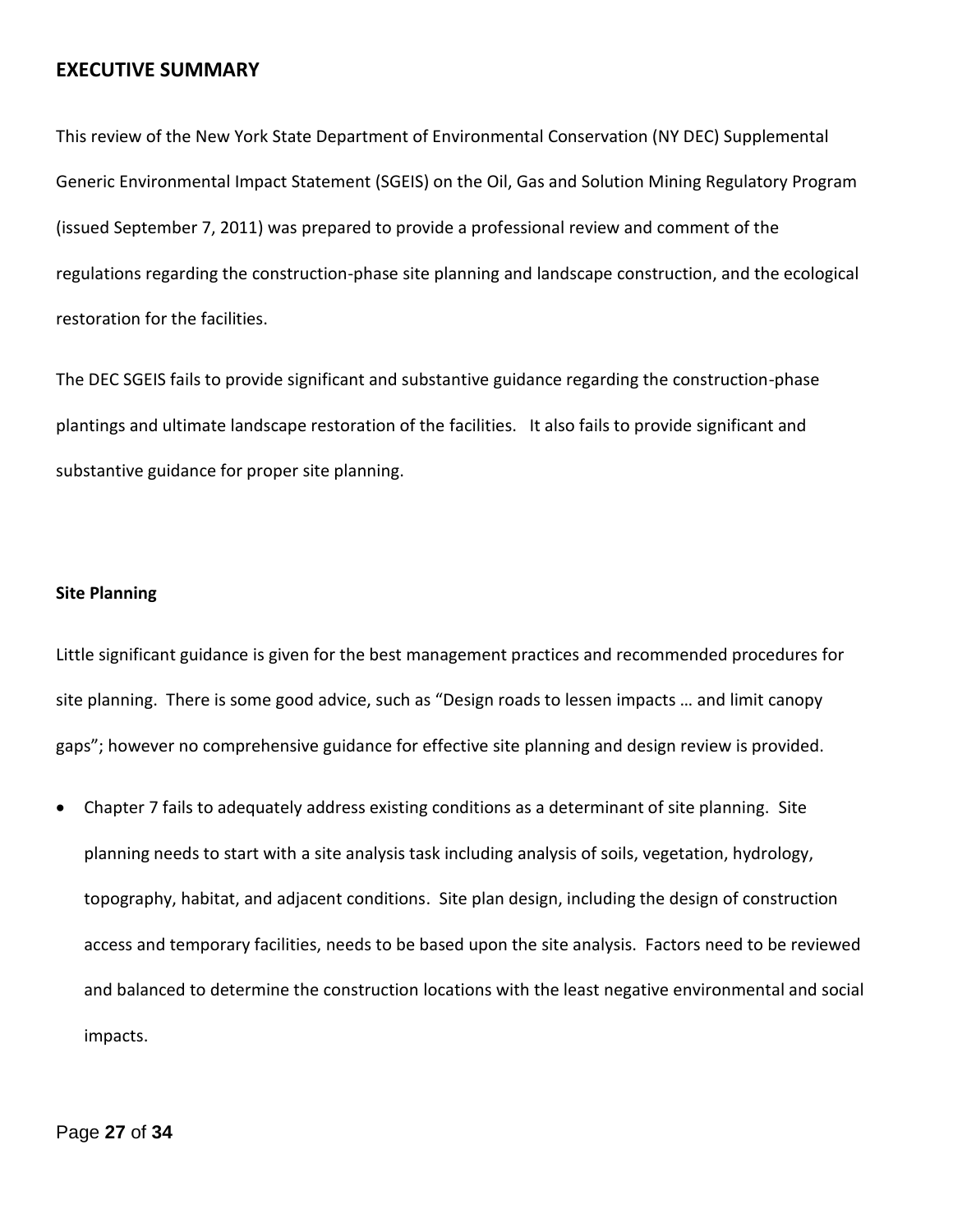## EXECUTIVE SUMMARY

This review of the New York State Department of Environmental Conservation (NY DEC) Supplemental Generic Environmental Impact Statement (SGEIS) on the Oil, Gas and Solution Mining Regulatory Program (issued September 7, 2011) was prepared to provide a professional review and comment of the regulations regarding the construction-phase site planning and landscape construction, and the ecological restoration for the facilities.

The DEC SGEIS fails to provide significant and substantive guidance regarding the construction-phase plantings and ultimate landscape restoration of the facilities. It also fails to provide significant and substantive guidance for proper site planning.

### Site Planning

Little significant guidance is given for the best management practices and recommended procedures for site planning. There is some good advice, such as "Design roads to lessen impacts … and limit canopy gaps"; however no comprehensive guidance for effective site planning and design review is provided.

- Chapter 7 fails to adequately address existing conditions as a determinant of site planning. Site planning needs to start with a site analysis task including analysis of soils, vegetation, hydrology, topography, habitat, and adjacent conditions. Site plan design, including the design of construction access and temporary facilities, needs to be based upon the site analysis. Factors need to be reviewed and balanced to determine the construction locations with the least negative environmental and social impacts.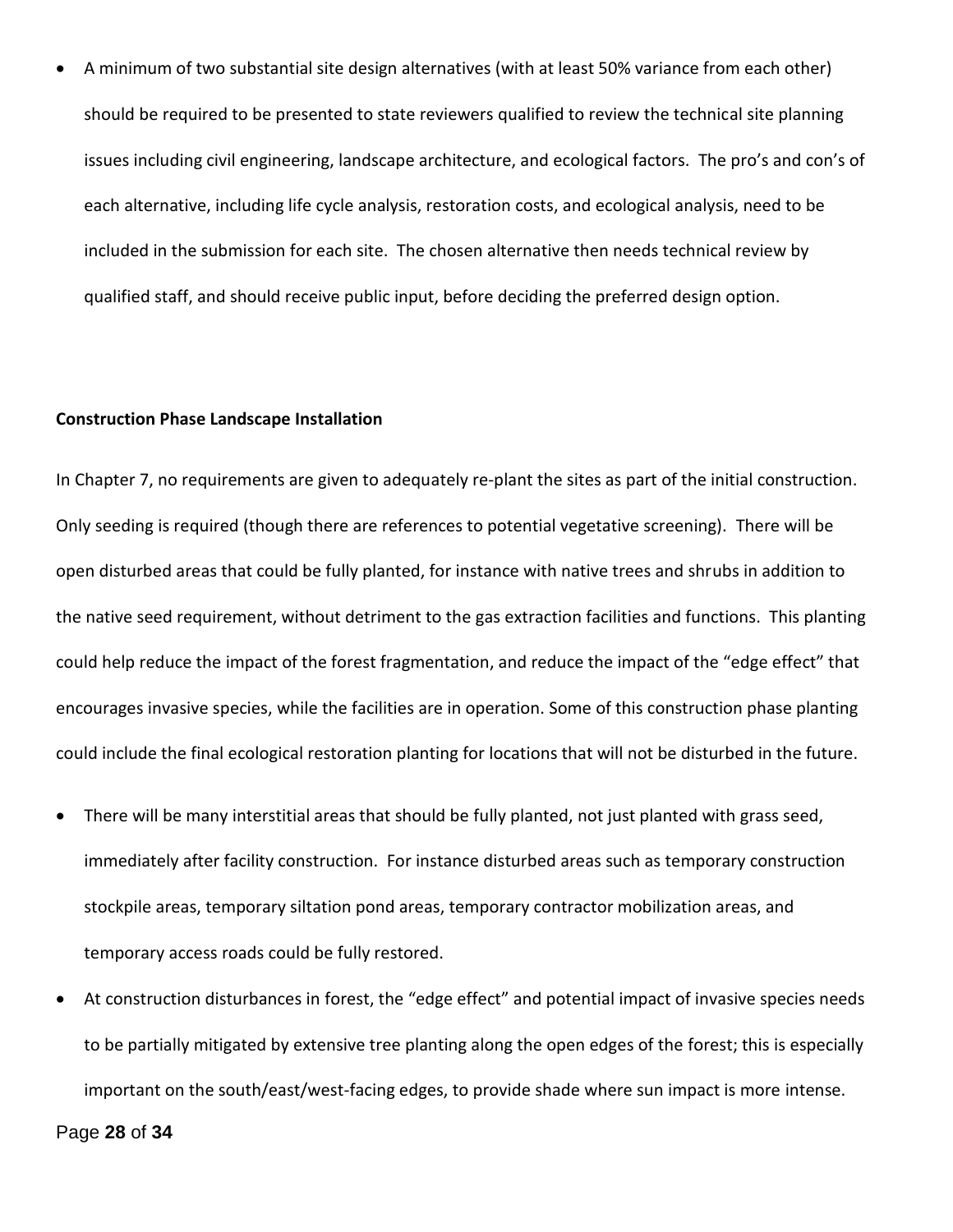- A minimum of two substantial site design alternatives (with at least 50% variance from each other) should be required to be presented to state reviewers qualified to review the technical site planning issues including civil engineering, landscape architecture, and ecological factors. The pro's and con's of each alternative, including life cycle analysis, restoration costs, and ecological analysis, need to be included in the submission for each site. The chosen alternative then needs technical review by qualified staff, and should receive public input, before deciding the preferred design option.

**Construction Phase Landscape Installation**

In Chapter 7, no requirements are given to adequately re-plant the sites as part of the initial construction. Only seeding is required (though there are references to potential vegetative screening). There will be open disturbed areas that could be fully planted, for instance with native trees and shrubs in addition to the native seed requirement, without detriment to the gas extraction facilities and functions. This planting could help reduce the impact of the forest fragmentation, and reduce the impact of the "edge effect" that encourages invasive species, while the facilities are in operation. Some of this construction phase planting could include the final ecological restoration planting for locations that will not be disturbed in the future.

- There will be many interstitial areas that should be fully planted, not just planted with grass seed, immediately after facility construction. For instance disturbed areas such as temporary construction stockpile areas, temporary siltation pond areas, temporary contractor mobilization areas, and temporary access roads could be fully restored.
- At construction disturbances in forest, the "edge effect" and potential impact of invasive species needs to be partially mitigated by extensive tree planting along the open edges of the forest; this is especially important on the south/east/west-facing edges, to provide shade where sun impact is more intense.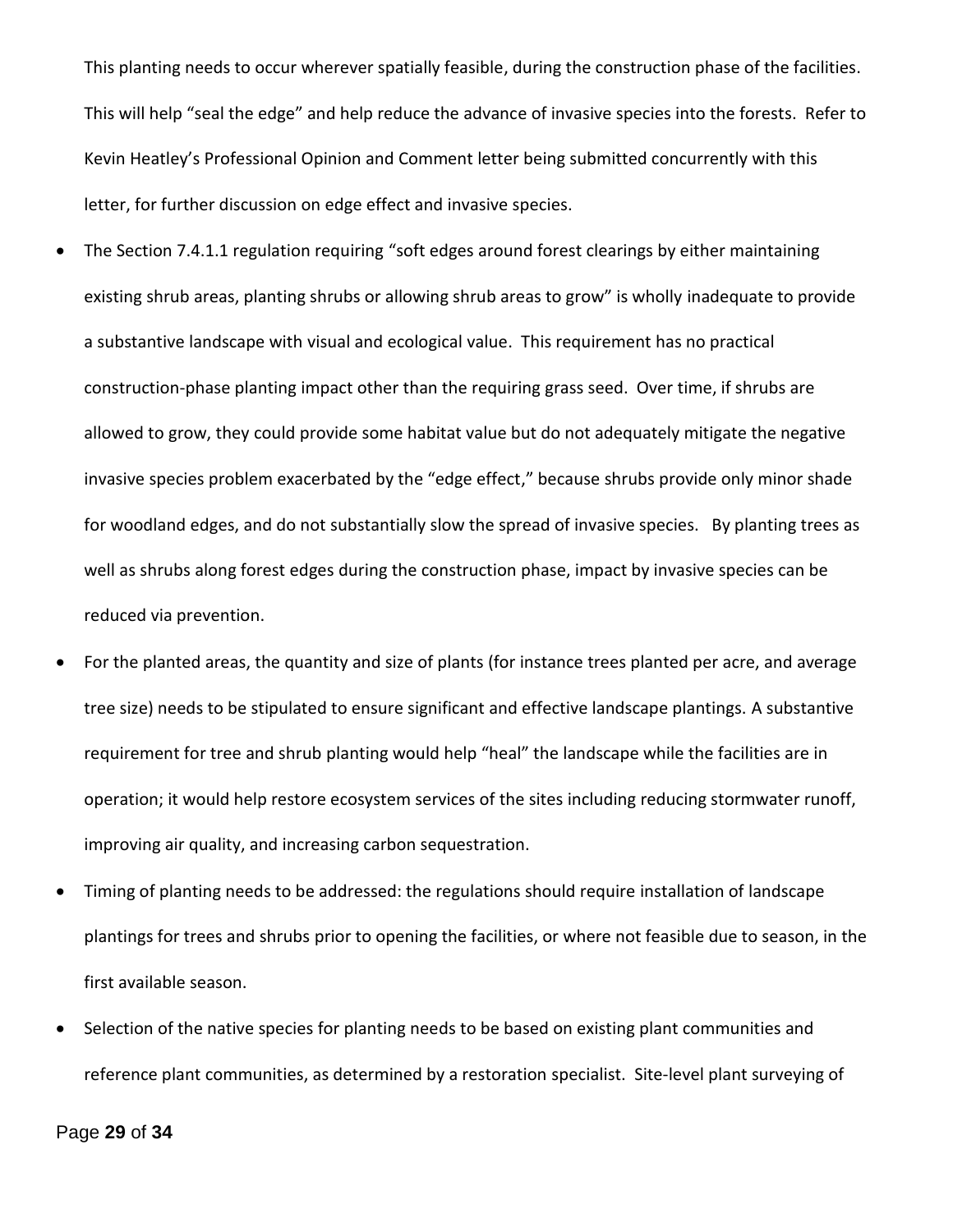This planting needs to occur wherever spatially feasible, during the construction phase of the facilities. This will help "seal the edge" and help reduce the advance of invasive species into the forests. Refer to Kevin Heatley's Professional Opinion and Comment letter being submitted concurrently with this letter, for further discussion on edge effect and invasive species.

- The Section 7.4.1.1 regulation requiring "soft edges around forest clearings by either maintaining existing shrub areas, planting shrubs or allowing shrub areas to grow" is wholly inadequate to provide a substantive landscape with visual and ecological value. This requirement has no practical construction-phase planting impact other than the requiring grass seed. Over time, if shrubs are allowed to grow, they could provide some habitat value but do not adequately mitigate the negative invasive species problem exacerbated by the "edge effect," because shrubs provide only minor shade for woodland edges, and do not substantially slow the spread of invasive species. By planting trees as well as shrubs along forest edges during the construction phase, impact by invasive species can be reduced via prevention.
- For the planted areas, the quantity and size of plants (for instance trees planted per acre, and average tree size) needs to be stipulated to ensure significant and effective landscape plantings. A substantive requirement for tree and shrub planting would help "heal" the landscape while the facilities are in operation; it would help restore ecosystem services of the sites including reducing stormwater runoff, improving air quality, and increasing carbon sequestration.
- Timing of planting needs to be addressed: the regulations should require installation of landscape plantings for trees and shrubs prior to opening the facilities, or where not feasible due to season, in the first available season.
- Selection of the native species for planting needs to be based on existing plant communities and reference plant communities, as determined by a restoration specialist. Site-level plant surveying of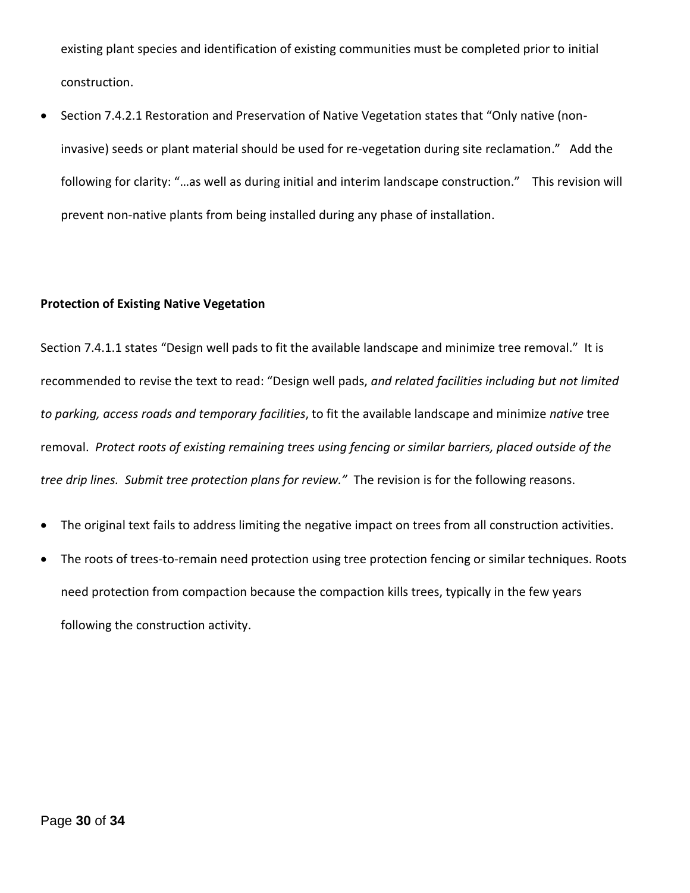existing plant species and identification of existing communities must be completed prior to initial construction.

- Section 7.4.2.1 Restoration and Preservation of Native Vegetation states that "Only native (non-invasive) seeds or plant material should be used for re-vegetation during site reclamation." Add the following for clarity: "…as well as during initial and interim landscape construction." This revision will prevent non-native plants from being installed during any phase of installation.

**Protection of Existing Native Vegetation**

Section 7.4.1.1 states "Design well pads to fit the available landscape and minimize tree removal." It is recommended to revise the text to read: "Design well pads, *and related facilities including but not limited to parking, access roads and temporary facilities*, to fit the available landscape and minimize *native* tree removal. *Protect roots of existing remaining trees using fencing or similar barriers, placed outside of the tree drip lines. Submit tree protection plans for review."* The revision is for the following reasons.

- The original text fails to address limiting the negative impact on trees from all construction activities.
- The roots of trees-to-remain need protection using tree protection fencing or similar techniques. Roots need protection from compaction because the compaction kills trees, typically in the few years following the construction activity.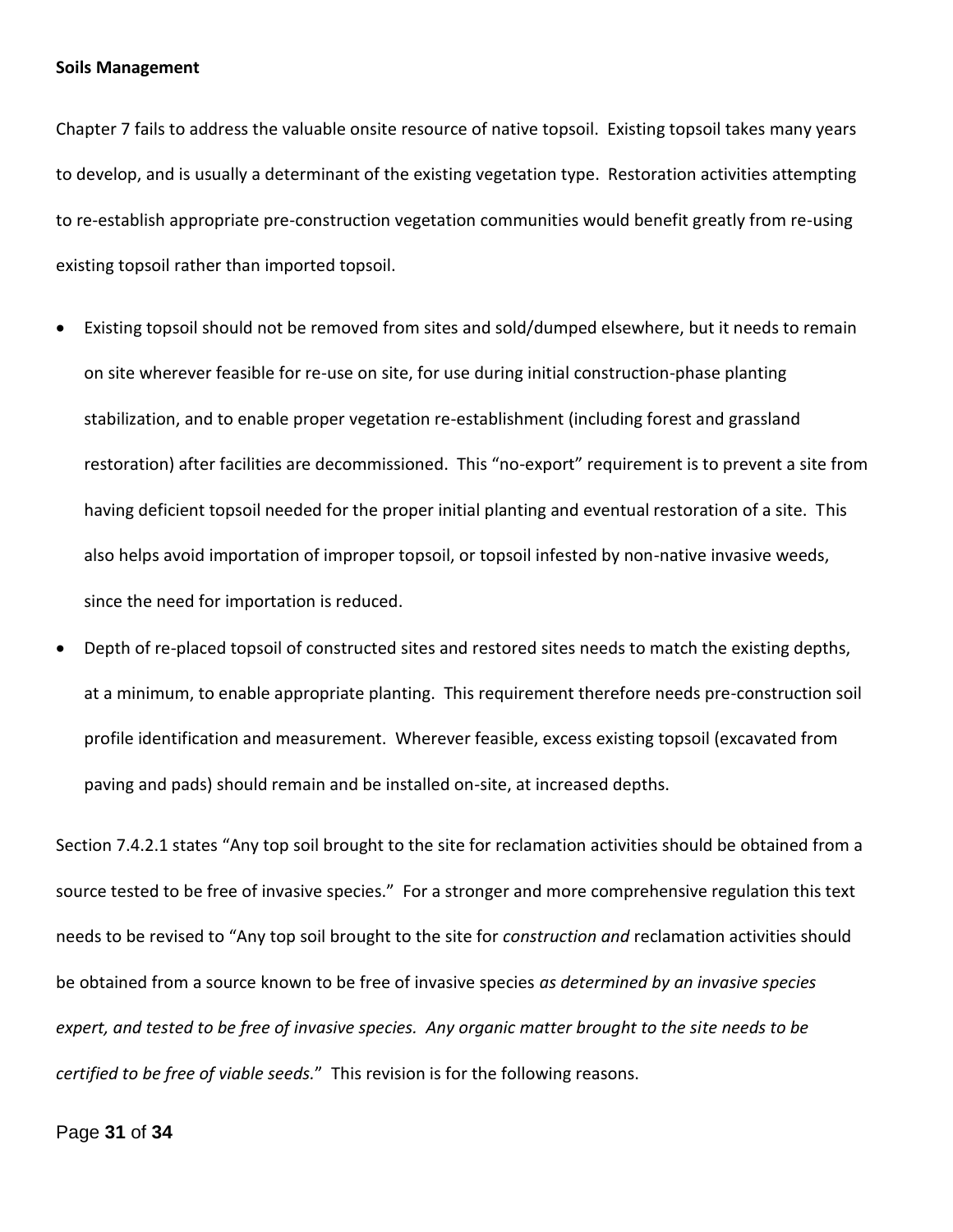**Soils Management**

Chapter 7 fails to address the valuable onsite resource of native topsoil. Existing topsoil takes many years to develop, and is usually a determinant of the existing vegetation type. Restoration activities attempting to re-establish appropriate pre-construction vegetation communities would benefit greatly from re-using existing topsoil rather than imported topsoil.

- Existing topsoil should not be removed from sites and sold/dumped elsewhere, but it needs to remain on site wherever feasible for re-use on site, for use during initial construction-phase planting stabilization, and to enable proper vegetation re-establishment (including forest and grassland restoration) after facilities are decommissioned. This "no-export" requirement is to prevent a site from having deficient topsoil needed for the proper initial planting and eventual restoration of a site. This also helps avoid importation of improper topsoil, or topsoil infested by non-native invasive weeds, since the need for importation is reduced.
- Depth of re-placed topsoil of constructed sites and restored sites needs to match the existing depths, at a minimum, to enable appropriate planting. This requirement therefore needs pre-construction soil profile identification and measurement. Wherever feasible, excess existing topsoil (excavated from paving and pads) should remain and be installed on-site, at increased depths.

Section 7.4.2.1 states "Any top soil brought to the site for reclamation activities should be obtained from a source tested to be free of invasive species." For a stronger and more comprehensive regulation this text needs to be revised to "Any top soil brought to the site for *construction and* reclamation activities should be obtained from a source known to be free of invasive species *as determined by an invasive species expert, and tested to be free of invasive species. Any organic matter brought to the site needs to be certified to be free of viable seeds.*" This revision is for the following reasons.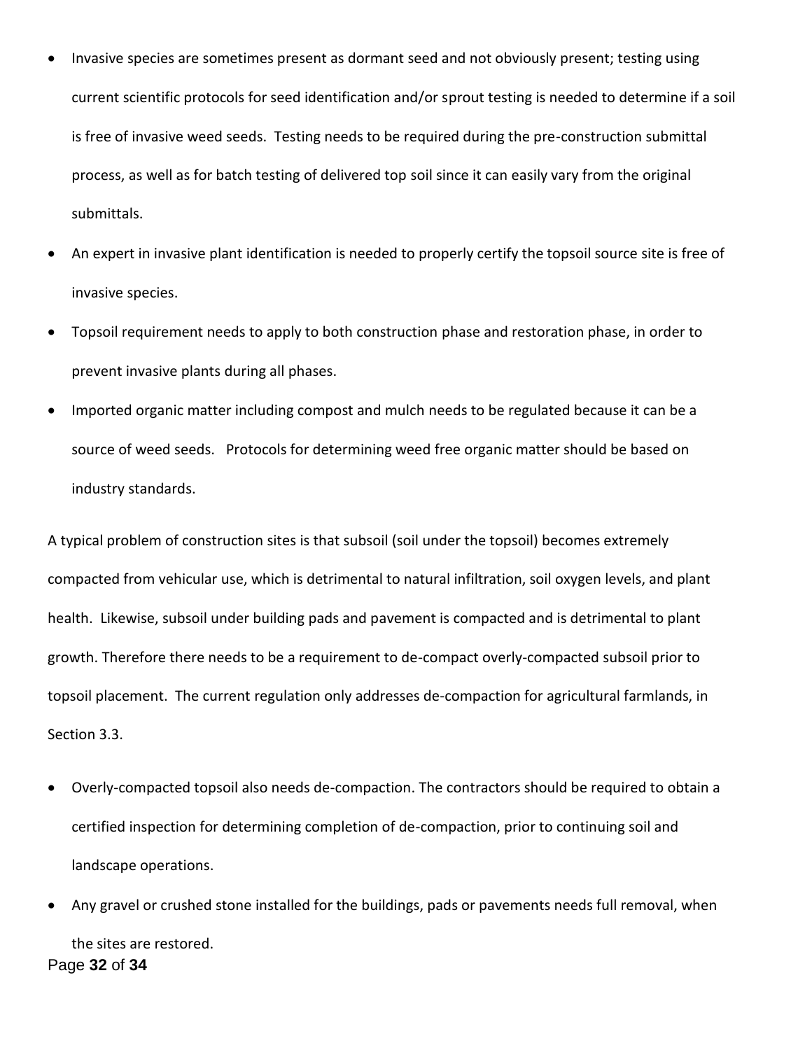- Invasive species are sometimes present as dormant seed and not obviously present; testing using current scientific protocols for seed identification and/or sprout testing is needed to determine if a soil is free of invasive weed seeds. Testing needs to be required during the pre-construction submittal process, as well as for batch testing of delivered top soil since it can easily vary from the original submittals.
- An expert in invasive plant identification is needed to properly certify the topsoil source site is free of invasive species.
- Topsoil requirement needs to apply to both construction phase and restoration phase, in order to prevent invasive plants during all phases.
- Imported organic matter including compost and mulch needs to be regulated because it can be a source of weed seeds. Protocols for determining weed free organic matter should be based on industry standards.

A typical problem of construction sites is that subsoil (soil under the topsoil) becomes extremely compacted from vehicular use, which is detrimental to natural infiltration, soil oxygen levels, and plant health. Likewise, subsoil under building pads and pavement is compacted and is detrimental to plant growth. Therefore there needs to be a requirement to de-compact overly-compacted subsoil prior to topsoil placement. The current regulation only addresses de-compaction for agricultural farmlands, in Section 3.3.

- Overly-compacted topsoil also needs de-compaction. The contractors should be required to obtain a certified inspection for determining completion of de-compaction, prior to continuing soil and landscape operations.
- Any gravel or crushed stone installed for the buildings, pads or pavements needs full removal, when the sites are restored.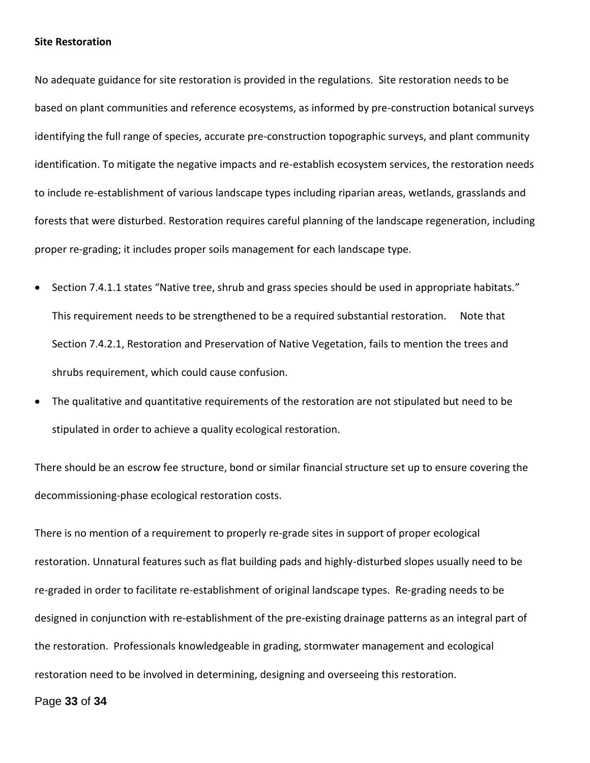**Site Restoration**

No adequate guidance for site restoration is provided in the regulations. Site restoration needs to be based on plant communities and reference ecosystems, as informed by pre-construction botanical surveys identifying the full range of species, accurate pre-construction topographic surveys, and plant community identification. To mitigate the negative impacts and re-establish ecosystem services, the restoration needs to include re-establishment of various landscape types including riparian areas, wetlands, grasslands and forests that were disturbed. Restoration requires careful planning of the landscape regeneration, including proper re-grading; it includes proper soils management for each landscape type.

- Section 7.4.1.1 states "Native tree, shrub and grass species should be used in appropriate habitats." This requirement needs to be strengthened to be a required substantial restoration. Note that Section 7.4.2.1, Restoration and Preservation of Native Vegetation, fails to mention the trees and shrubs requirement, which could cause confusion.
- The qualitative and quantitative requirements of the restoration are not stipulated but need to be stipulated in order to achieve a quality ecological restoration.

There should be an escrow fee structure, bond or similar financial structure set up to ensure covering the decommissioning-phase ecological restoration costs.

There is no mention of a requirement to properly re-grade sites in support of proper ecological restoration. Unnatural features such as flat building pads and highly-disturbed slopes usually need to be re-graded in order to facilitate re-establishment of original landscape types. Re-grading needs to be designed in conjunction with re-establishment of the pre-existing drainage patterns as an integral part of the restoration. Professionals knowledgeable in grading, stormwater management and ecological restoration need to be involved in determining, designing and overseeing this restoration.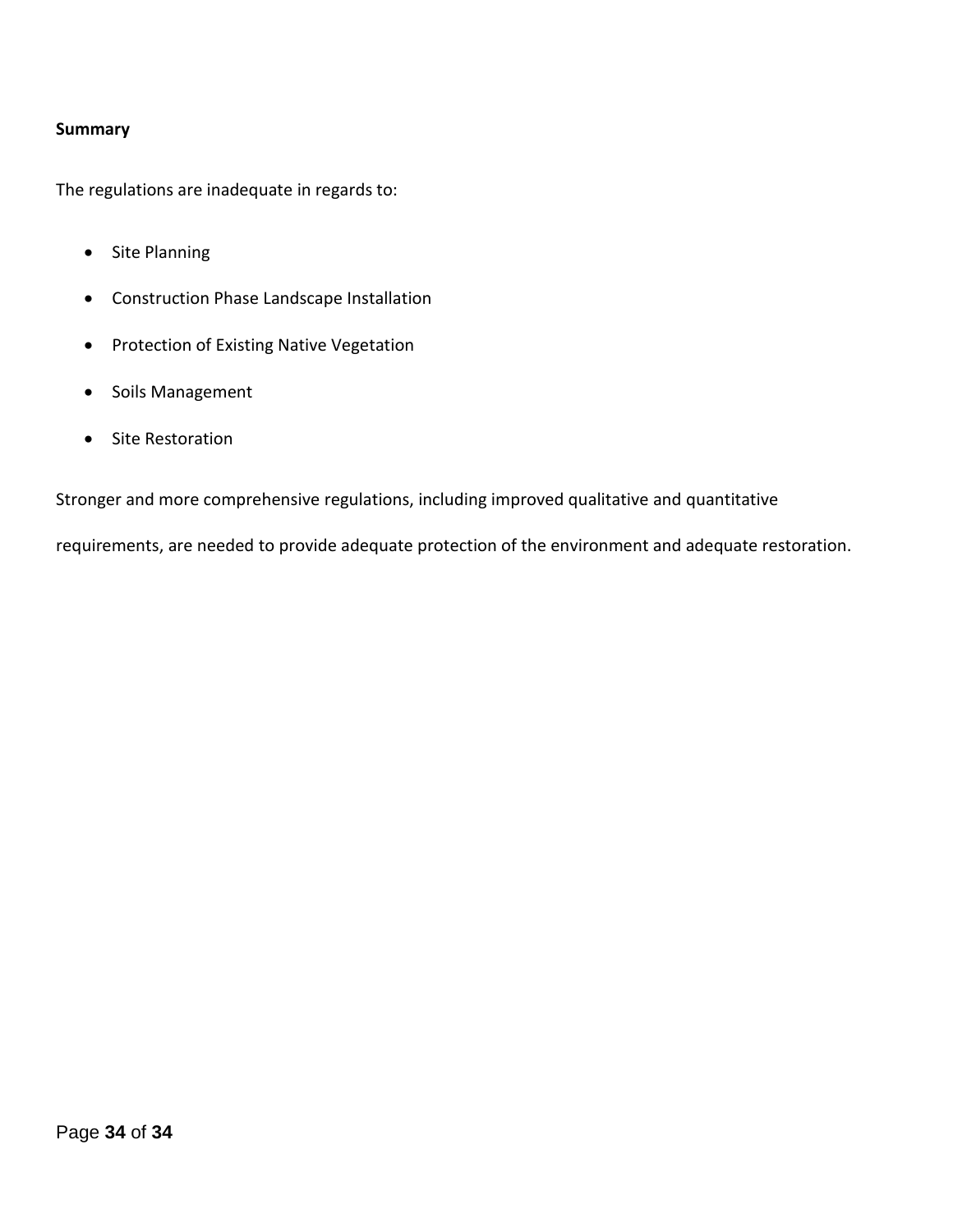**Summary**

The regulations are inadequate in regards to:

- Site Planning
- Construction Phase Landscape Installation
- Protection of Existing Native Vegetation
- Soils Management
- Site Restoration

Stronger and more comprehensive regulations, including improved qualitative and quantitative requirements, are needed to provide adequate protection of the environment and adequate restoration.